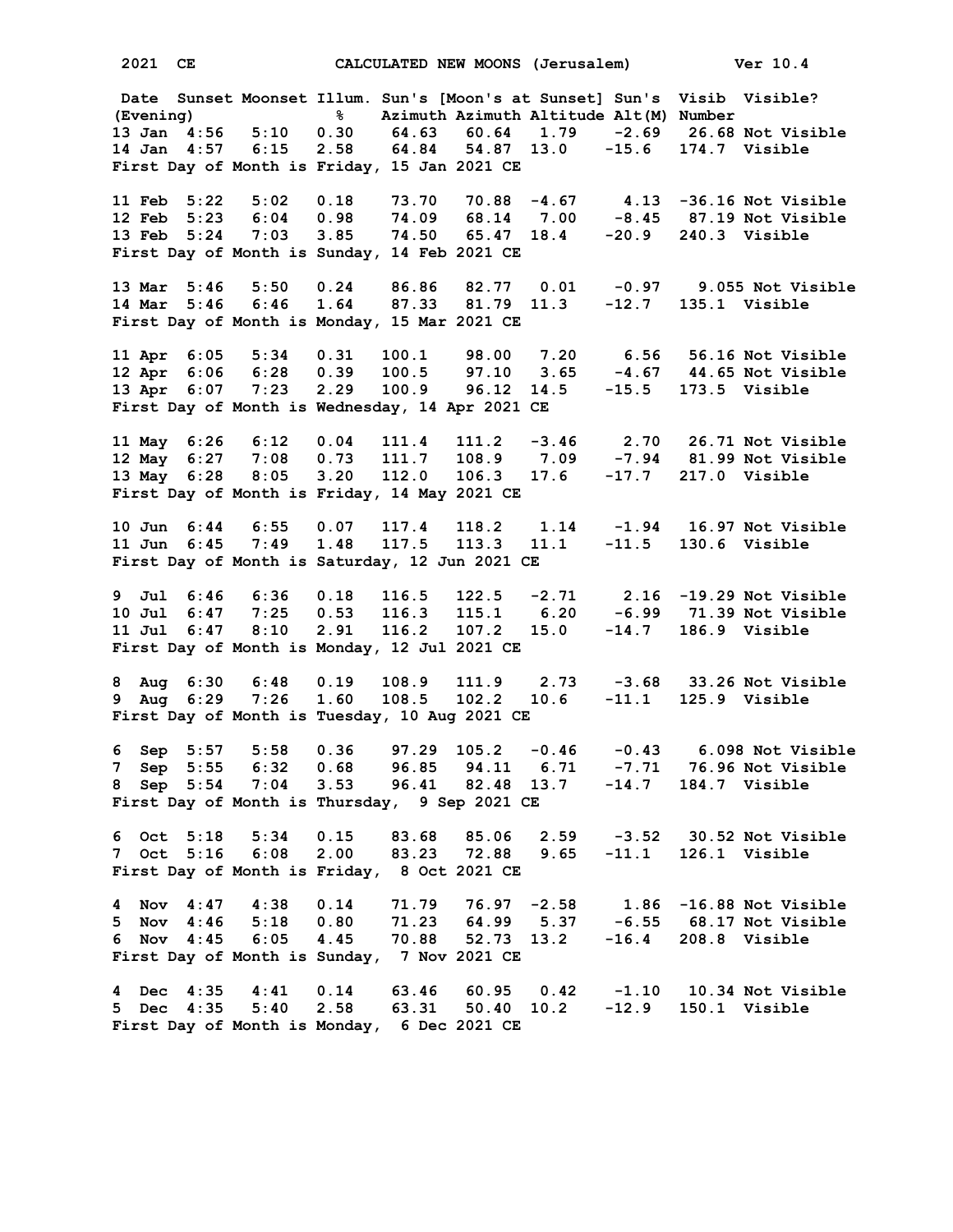2021 CE — CALCULATED NEW MOONS (Jerusalem) — Ver 10.4

| Date (Evening) | Sunset | Moonset | Illum. % | Sun's Azimuth | Moon's Azimuth [at Sunset] | Moon's Altitude [at Sunset] | Sun's Alt(M) | Visib Number | Visible? |
|---|---|---|---|---|---|---|---|---|---|
| 13 Jan | 4:56 | 5:10 | 0.30 | 64.63 | 60.64 | 1.79 | -2.69 | 26.68 | Not Visible |
| 14 Jan | 4:57 | 6:15 | 2.58 | 64.84 | 54.87 | 13.0 | -15.6 | 174.7 | Visible |
| First Day of Month is Friday, 15 Jan 2021 CE | | | | | | | | | |
| 11 Feb | 5:22 | 5:02 | 0.18 | 73.70 | 70.88 | -4.67 | 4.13 | -36.16 | Not Visible |
| 12 Feb | 5:23 | 6:04 | 0.98 | 74.09 | 68.14 | 7.00 | -8.45 | 87.19 | Not Visible |
| 13 Feb | 5:24 | 7:03 | 3.85 | 74.50 | 65.47 | 18.4 | -20.9 | 240.3 | Visible |
| First Day of Month is Sunday, 14 Feb 2021 CE | | | | | | | | | |
| 13 Mar | 5:46 | 5:50 | 0.24 | 86.86 | 82.77 | 0.01 | -0.97 | 9.055 | Not Visible |
| 14 Mar | 5:46 | 6:46 | 1.64 | 87.33 | 81.79 | 11.3 | -12.7 | 135.1 | Visible |
| First Day of Month is Monday, 15 Mar 2021 CE | | | | | | | | | |
| 11 Apr | 6:05 | 5:34 | 0.31 | 100.1 | 98.00 | 7.20 | 6.56 | 56.16 | Not Visible |
| 12 Apr | 6:06 | 6:28 | 0.39 | 100.5 | 97.10 | 3.65 | -4.67 | 44.65 | Not Visible |
| 13 Apr | 6:07 | 7:23 | 2.29 | 100.9 | 96.12 | 14.5 | -15.5 | 173.5 | Visible |
| First Day of Month is Wednesday, 14 Apr 2021 CE | | | | | | | | | |
| 11 May | 6:26 | 6:12 | 0.04 | 111.4 | 111.2 | -3.46 | 2.70 | 26.71 | Not Visible |
| 12 May | 6:27 | 7:08 | 0.73 | 111.7 | 108.9 | 7.09 | -7.94 | 81.99 | Not Visible |
| 13 May | 6:28 | 8:05 | 3.20 | 112.0 | 106.3 | 17.6 | -17.7 | 217.0 | Visible |
| First Day of Month is Friday, 14 May 2021 CE | | | | | | | | | |
| 10 Jun | 6:44 | 6:55 | 0.07 | 117.4 | 118.2 | 1.14 | -1.94 | 16.97 | Not Visible |
| 11 Jun | 6:45 | 7:49 | 1.48 | 117.5 | 113.3 | 11.1 | -11.5 | 130.6 | Visible |
| First Day of Month is Saturday, 12 Jun 2021 CE | | | | | | | | | |
| 9 Jul | 6:46 | 6:36 | 0.18 | 116.5 | 122.5 | -2.71 | 2.16 | -19.29 | Not Visible |
| 10 Jul | 6:47 | 7:25 | 0.53 | 116.3 | 115.1 | 6.20 | -6.99 | 71.39 | Not Visible |
| 11 Jul | 6:47 | 8:10 | 2.91 | 116.2 | 107.2 | 15.0 | -14.7 | 186.9 | Visible |
| First Day of Month is Monday, 12 Jul 2021 CE | | | | | | | | | |
| 8 Aug | 6:30 | 6:48 | 0.19 | 108.9 | 111.9 | 2.73 | -3.68 | 33.26 | Not Visible |
| 9 Aug | 6:29 | 7:26 | 1.60 | 108.5 | 102.2 | 10.6 | -11.1 | 125.9 | Visible |
| First Day of Month is Tuesday, 10 Aug 2021 CE | | | | | | | | | |
| 6 Sep | 5:57 | 5:58 | 0.36 | 97.29 | 105.2 | -0.46 | -0.43 | 6.098 | Not Visible |
| 7 Sep | 5:55 | 6:32 | 0.68 | 96.85 | 94.11 | 6.71 | -7.71 | 76.96 | Not Visible |
| 8 Sep | 5:54 | 7:04 | 3.53 | 96.41 | 82.48 | 13.7 | -14.7 | 184.7 | Visible |
| First Day of Month is Thursday, 9 Sep 2021 CE | | | | | | | | | |
| 6 Oct | 5:18 | 5:34 | 0.15 | 83.68 | 85.06 | 2.59 | -3.52 | 30.52 | Not Visible |
| 7 Oct | 5:16 | 6:08 | 2.00 | 83.23 | 72.88 | 9.65 | -11.1 | 126.1 | Visible |
| First Day of Month is Friday, 8 Oct 2021 CE | | | | | | | | | |
| 4 Nov | 4:47 | 4:38 | 0.14 | 71.79 | 76.97 | -2.58 | 1.86 | -16.88 | Not Visible |
| 5 Nov | 4:46 | 5:18 | 0.80 | 71.23 | 64.99 | 5.37 | -6.55 | 68.17 | Not Visible |
| 6 Nov | 4:45 | 6:05 | 4.45 | 70.88 | 52.73 | 13.2 | -16.4 | 208.8 | Visible |
| First Day of Month is Sunday, 7 Nov 2021 CE | | | | | | | | | |
| 4 Dec | 4:35 | 4:41 | 0.14 | 63.46 | 60.95 | 0.42 | -1.10 | 10.34 | Not Visible |
| 5 Dec | 4:35 | 5:40 | 2.58 | 63.31 | 50.40 | 10.2 | -12.9 | 150.1 | Visible |
| First Day of Month is Monday, 6 Dec 2021 CE | | | | | | | | | |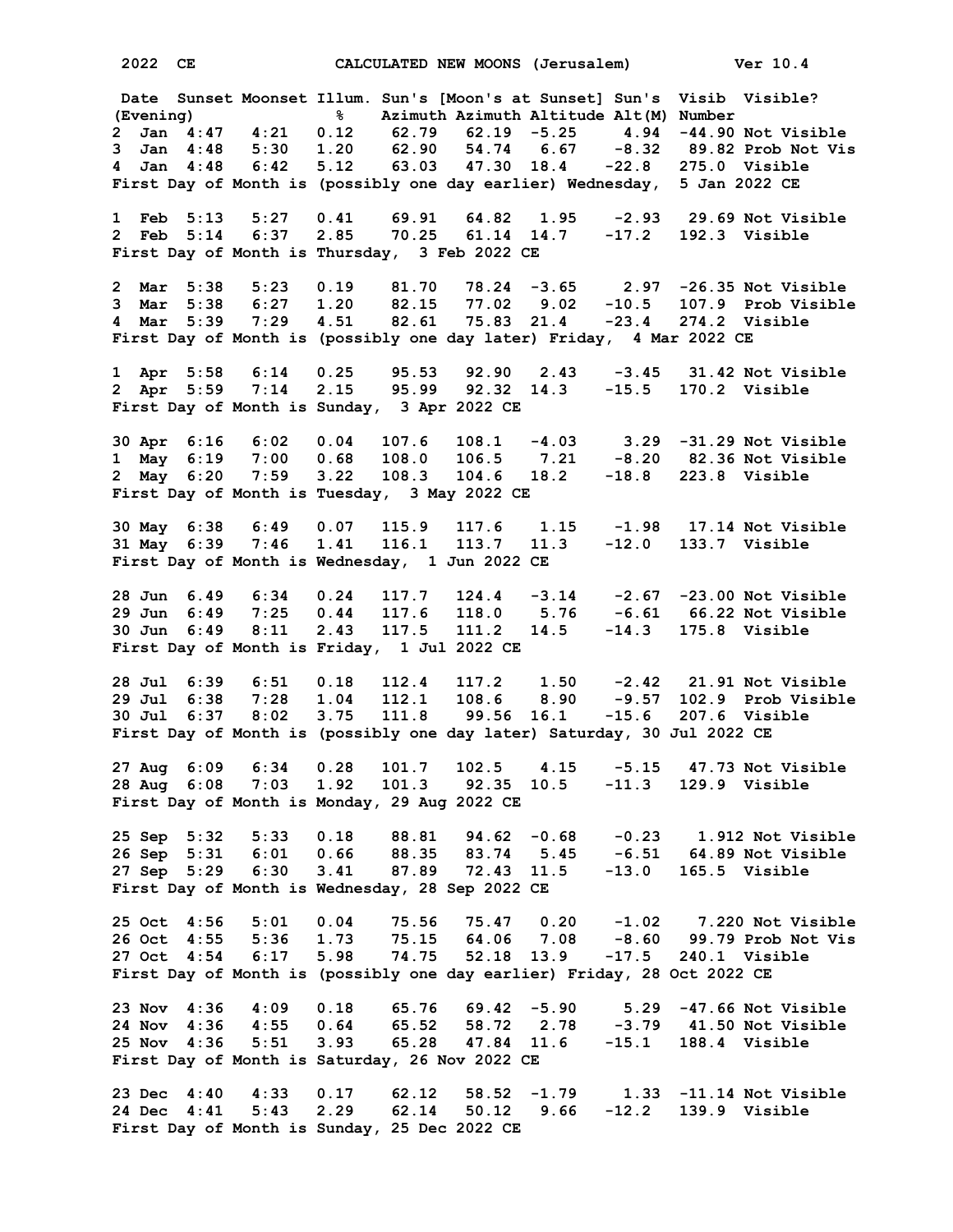2022 CE CALCULATED NEW MOONS (Jerusalem) Ver 10.4

| Date (Evening) | | Sunset | Moonset | Illum. % | Sun's Azimuth | [Moon's at Sunset] Azimuth | Altitude | Sun's Alt(M) | Visib Number | Visible? |
|---|---|---|---|---|---|---|---|---|---|---|
| 2 | Jan | 4:47 | 4:21 | 0.12 | 62.79 | 62.19 | -5.25 | 4.94 | -44.90 | Not Visible |
| 3 | Jan | 4:48 | 5:30 | 1.20 | 62.90 | 54.74 | 6.67 | -8.32 | 89.82 | Prob Not Vis |
| 4 | Jan | 4:48 | 6:42 | 5.12 | 63.03 | 47.30 | 18.4 | -22.8 | 275.0 | Visible |

First Day of Month is (possibly one day earlier) Wednesday, 5 Jan 2022 CE

| Date (Evening) | | Sunset | Moonset | Illum. % | Sun's Azimuth | [Moon's at Sunset] Azimuth | Altitude | Sun's Alt(M) | Visib Number | Visible? |
|---|---|---|---|---|---|---|---|---|---|---|
| 1 | Feb | 5:13 | 5:27 | 0.41 | 69.91 | 64.82 | 1.95 | -2.93 | 29.69 | Not Visible |
| 2 | Feb | 5:14 | 6:37 | 2.85 | 70.25 | 61.14 | 14.7 | -17.2 | 192.3 | Visible |

First Day of Month is Thursday, 3 Feb 2022 CE

| Date (Evening) | | Sunset | Moonset | Illum. % | Sun's Azimuth | [Moon's at Sunset] Azimuth | Altitude | Sun's Alt(M) | Visib Number | Visible? |
|---|---|---|---|---|---|---|---|---|---|---|
| 2 | Mar | 5:38 | 5:23 | 0.19 | 81.70 | 78.24 | -3.65 | 2.97 | -26.35 | Not Visible |
| 3 | Mar | 5:38 | 6:27 | 1.20 | 82.15 | 77.02 | 9.02 | -10.5 | 107.9 | Prob Visible |
| 4 | Mar | 5:39 | 7:29 | 4.51 | 82.61 | 75.83 | 21.4 | -23.4 | 274.2 | Visible |

First Day of Month is (possibly one day later) Friday, 4 Mar 2022 CE

| Date (Evening) | | Sunset | Moonset | Illum. % | Sun's Azimuth | [Moon's at Sunset] Azimuth | Altitude | Sun's Alt(M) | Visib Number | Visible? |
|---|---|---|---|---|---|---|---|---|---|---|
| 1 | Apr | 5:58 | 6:14 | 0.25 | 95.53 | 92.90 | 2.43 | -3.45 | 31.42 | Not Visible |
| 2 | Apr | 5:59 | 7:14 | 2.15 | 95.99 | 92.32 | 14.3 | -15.5 | 170.2 | Visible |

First Day of Month is Sunday, 3 Apr 2022 CE

| Date (Evening) | | Sunset | Moonset | Illum. % | Sun's Azimuth | [Moon's at Sunset] Azimuth | Altitude | Sun's Alt(M) | Visib Number | Visible? |
|---|---|---|---|---|---|---|---|---|---|---|
| 30 | Apr | 6:16 | 6:02 | 0.04 | 107.6 | 108.1 | -4.03 | 3.29 | -31.29 | Not Visible |
| 1 | May | 6:19 | 7:00 | 0.68 | 108.0 | 106.5 | 7.21 | -8.20 | 82.36 | Not Visible |
| 2 | May | 6:20 | 7:59 | 3.22 | 108.3 | 104.6 | 18.2 | -18.8 | 223.8 | Visible |

First Day of Month is Tuesday, 3 May 2022 CE

| Date (Evening) | | Sunset | Moonset | Illum. % | Sun's Azimuth | [Moon's at Sunset] Azimuth | Altitude | Sun's Alt(M) | Visib Number | Visible? |
|---|---|---|---|---|---|---|---|---|---|---|
| 30 | May | 6:38 | 6:49 | 0.07 | 115.9 | 117.6 | 1.15 | -1.98 | 17.14 | Not Visible |
| 31 | May | 6:39 | 7:46 | 1.41 | 116.1 | 113.7 | 11.3 | -12.0 | 133.7 | Visible |

First Day of Month is Wednesday, 1 Jun 2022 CE

| Date (Evening) | | Sunset | Moonset | Illum. % | Sun's Azimuth | [Moon's at Sunset] Azimuth | Altitude | Sun's Alt(M) | Visib Number | Visible? |
|---|---|---|---|---|---|---|---|---|---|---|
| 28 | Jun | 6.49 | 6:34 | 0.24 | 117.7 | 124.4 | -3.14 | -2.67 | -23.00 | Not Visible |
| 29 | Jun | 6:49 | 7:25 | 0.44 | 117.6 | 118.0 | 5.76 | -6.61 | 66.22 | Not Visible |
| 30 | Jun | 6:49 | 8:11 | 2.43 | 117.5 | 111.2 | 14.5 | -14.3 | 175.8 | Visible |

First Day of Month is Friday, 1 Jul 2022 CE

| Date (Evening) | | Sunset | Moonset | Illum. % | Sun's Azimuth | [Moon's at Sunset] Azimuth | Altitude | Sun's Alt(M) | Visib Number | Visible? |
|---|---|---|---|---|---|---|---|---|---|---|
| 28 | Jul | 6:39 | 6:51 | 0.18 | 112.4 | 117.2 | 1.50 | -2.42 | 21.91 | Not Visible |
| 29 | Jul | 6:38 | 7:28 | 1.04 | 112.1 | 108.6 | 8.90 | -9.57 | 102.9 | Prob Visible |
| 30 | Jul | 6:37 | 8:02 | 3.75 | 111.8 | 99.56 | 16.1 | -15.6 | 207.6 | Visible |

First Day of Month is (possibly one day later) Saturday, 30 Jul 2022 CE

| Date (Evening) | | Sunset | Moonset | Illum. % | Sun's Azimuth | [Moon's at Sunset] Azimuth | Altitude | Sun's Alt(M) | Visib Number | Visible? |
|---|---|---|---|---|---|---|---|---|---|---|
| 27 | Aug | 6:09 | 6:34 | 0.28 | 101.7 | 102.5 | 4.15 | -5.15 | 47.73 | Not Visible |
| 28 | Aug | 6:08 | 7:03 | 1.92 | 101.3 | 92.35 | 10.5 | -11.3 | 129.9 | Visible |

First Day of Month is Monday, 29 Aug 2022 CE

| Date (Evening) | | Sunset | Moonset | Illum. % | Sun's Azimuth | [Moon's at Sunset] Azimuth | Altitude | Sun's Alt(M) | Visib Number | Visible? |
|---|---|---|---|---|---|---|---|---|---|---|
| 25 | Sep | 5:32 | 5:33 | 0.18 | 88.81 | 94.62 | -0.68 | -0.23 | 1.912 | Not Visible |
| 26 | Sep | 5:31 | 6:01 | 0.66 | 88.35 | 83.74 | 5.45 | -6.51 | 64.89 | Not Visible |
| 27 | Sep | 5:29 | 6:30 | 3.41 | 87.89 | 72.43 | 11.5 | -13.0 | 165.5 | Visible |

First Day of Month is Wednesday, 28 Sep 2022 CE

| Date (Evening) | | Sunset | Moonset | Illum. % | Sun's Azimuth | [Moon's at Sunset] Azimuth | Altitude | Sun's Alt(M) | Visib Number | Visible? |
|---|---|---|---|---|---|---|---|---|---|---|
| 25 | Oct | 4:56 | 5:01 | 0.04 | 75.56 | 75.47 | 0.20 | -1.02 | 7.220 | Not Visible |
| 26 | Oct | 4:55 | 5:36 | 1.73 | 75.15 | 64.06 | 7.08 | -8.60 | 99.79 | Prob Not Vis |
| 27 | Oct | 4:54 | 6:17 | 5.98 | 74.75 | 52.18 | 13.9 | -17.5 | 240.1 | Visible |

First Day of Month is (possibly one day earlier) Friday, 28 Oct 2022 CE

| Date (Evening) | | Sunset | Moonset | Illum. % | Sun's Azimuth | [Moon's at Sunset] Azimuth | Altitude | Sun's Alt(M) | Visib Number | Visible? |
|---|---|---|---|---|---|---|---|---|---|---|
| 23 | Nov | 4:36 | 4:09 | 0.18 | 65.76 | 69.42 | -5.90 | 5.29 | -47.66 | Not Visible |
| 24 | Nov | 4:36 | 4:55 | 0.64 | 65.52 | 58.72 | 2.78 | -3.79 | 41.50 | Not Visible |
| 25 | Nov | 4:36 | 5:51 | 3.93 | 65.28 | 47.84 | 11.6 | -15.1 | 188.4 | Visible |

First Day of Month is Saturday, 26 Nov 2022 CE

| Date (Evening) | | Sunset | Moonset | Illum. % | Sun's Azimuth | [Moon's at Sunset] Azimuth | Altitude | Sun's Alt(M) | Visib Number | Visible? |
|---|---|---|---|---|---|---|---|---|---|---|
| 23 | Dec | 4:40 | 4:33 | 0.17 | 62.12 | 58.52 | -1.79 | 1.33 | -11.14 | Not Visible |
| 24 | Dec | 4:41 | 5:43 | 2.29 | 62.14 | 50.12 | 9.66 | -12.2 | 139.9 | Visible |

First Day of Month is Sunday, 25 Dec 2022 CE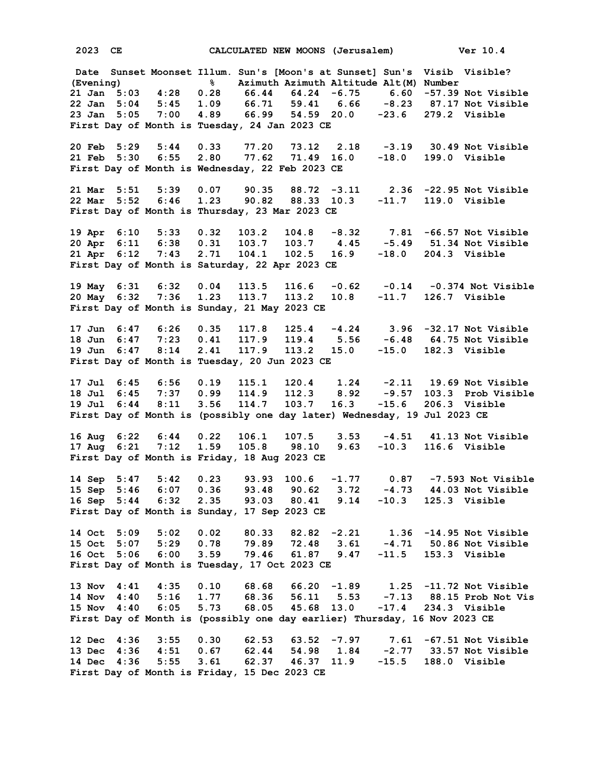2023 CE CALCULATED NEW MOONS (Jerusalem) Ver 10.4

| Date (Evening) | Sunset | Moonset | Illum. % | Sun's Azimuth | [Moon's at Sunset] Azimuth | Altitude | Sun's Alt(M) | Visib Number | Visible? |
|---|---|---|---|---|---|---|---|---|---|
| 21 Jan | 5:03 | 4:28 | 0.28 | 66.44 | 64.24 | -6.75 | 6.60 | -57.39 | Not Visible |
| 22 Jan | 5:04 | 5:45 | 1.09 | 66.71 | 59.41 | 6.66 | -8.23 | 87.17 | Not Visible |
| 23 Jan | 5:05 | 7:00 | 4.89 | 66.99 | 54.59 | 20.0 | -23.6 | 279.2 | Visible |

First Day of Month is Tuesday, 24 Jan 2023 CE

| Date (Evening) | Sunset | Moonset | Illum. % | Sun's Azimuth | [Moon's at Sunset] Azimuth | Altitude | Sun's Alt(M) | Visib Number | Visible? |
|---|---|---|---|---|---|---|---|---|---|
| 20 Feb | 5:29 | 5:44 | 0.33 | 77.20 | 73.12 | 2.18 | -3.19 | 30.49 | Not Visible |
| 21 Feb | 5:30 | 6:55 | 2.80 | 77.62 | 71.49 | 16.0 | -18.0 | 199.0 | Visible |

First Day of Month is Wednesday, 22 Feb 2023 CE

| Date (Evening) | Sunset | Moonset | Illum. % | Sun's Azimuth | [Moon's at Sunset] Azimuth | Altitude | Sun's Alt(M) | Visib Number | Visible? |
|---|---|---|---|---|---|---|---|---|---|
| 21 Mar | 5:51 | 5:39 | 0.07 | 90.35 | 88.72 | -3.11 | 2.36 | -22.95 | Not Visible |
| 22 Mar | 5:52 | 6:46 | 1.23 | 90.82 | 88.33 | 10.3 | -11.7 | 119.0 | Visible |

First Day of Month is Thursday, 23 Mar 2023 CE

| Date (Evening) | Sunset | Moonset | Illum. % | Sun's Azimuth | [Moon's at Sunset] Azimuth | Altitude | Sun's Alt(M) | Visib Number | Visible? |
|---|---|---|---|---|---|---|---|---|---|
| 19 Apr | 6:10 | 5:33 | 0.32 | 103.2 | 104.8 | -8.32 | 7.81 | -66.57 | Not Visible |
| 20 Apr | 6:11 | 6:38 | 0.31 | 103.7 | 103.7 | 4.45 | -5.49 | 51.34 | Not Visible |
| 21 Apr | 6:12 | 7:43 | 2.71 | 104.1 | 102.5 | 16.9 | -18.0 | 204.3 | Visible |

First Day of Month is Saturday, 22 Apr 2023 CE

| Date (Evening) | Sunset | Moonset | Illum. % | Sun's Azimuth | [Moon's at Sunset] Azimuth | Altitude | Sun's Alt(M) | Visib Number | Visible? |
|---|---|---|---|---|---|---|---|---|---|
| 19 May | 6:31 | 6:32 | 0.04 | 113.5 | 116.6 | -0.62 | -0.14 | -0.374 | Not Visible |
| 20 May | 6:32 | 7:36 | 1.23 | 113.7 | 113.2 | 10.8 | -11.7 | 126.7 | Visible |

First Day of Month is Sunday, 21 May 2023 CE

| Date (Evening) | Sunset | Moonset | Illum. % | Sun's Azimuth | [Moon's at Sunset] Azimuth | Altitude | Sun's Alt(M) | Visib Number | Visible? |
|---|---|---|---|---|---|---|---|---|---|
| 17 Jun | 6:47 | 6:26 | 0.35 | 117.8 | 125.4 | -4.24 | 3.96 | -32.17 | Not Visible |
| 18 Jun | 6:47 | 7:23 | 0.41 | 117.9 | 119.4 | 5.56 | -6.48 | 64.75 | Not Visible |
| 19 Jun | 6:47 | 8:14 | 2.41 | 117.9 | 113.2 | 15.0 | -15.0 | 182.3 | Visible |

First Day of Month is Tuesday, 20 Jun 2023 CE

| Date (Evening) | Sunset | Moonset | Illum. % | Sun's Azimuth | [Moon's at Sunset] Azimuth | Altitude | Sun's Alt(M) | Visib Number | Visible? |
|---|---|---|---|---|---|---|---|---|---|
| 17 Jul | 6:45 | 6:56 | 0.19 | 115.1 | 120.4 | 1.24 | -2.11 | 19.69 | Not Visible |
| 18 Jul | 6:45 | 7:37 | 0.99 | 114.9 | 112.3 | 8.92 | -9.57 | 103.3 | Prob Visible |
| 19 Jul | 6:44 | 8:11 | 3.56 | 114.7 | 103.7 | 16.3 | -15.6 | 206.3 | Visible |

First Day of Month is (possibly one day later) Wednesday, 19 Jul 2023 CE

| Date (Evening) | Sunset | Moonset | Illum. % | Sun's Azimuth | [Moon's at Sunset] Azimuth | Altitude | Sun's Alt(M) | Visib Number | Visible? |
|---|---|---|---|---|---|---|---|---|---|
| 16 Aug | 6:22 | 6:44 | 0.22 | 106.1 | 107.5 | 3.53 | -4.51 | 41.13 | Not Visible |
| 17 Aug | 6:21 | 7:12 | 1.59 | 105.8 | 98.10 | 9.63 | -10.3 | 116.6 | Visible |

First Day of Month is Friday, 18 Aug 2023 CE

| Date (Evening) | Sunset | Moonset | Illum. % | Sun's Azimuth | [Moon's at Sunset] Azimuth | Altitude | Sun's Alt(M) | Visib Number | Visible? |
|---|---|---|---|---|---|---|---|---|---|
| 14 Sep | 5:47 | 5:42 | 0.23 | 93.93 | 100.6 | -1.77 | 0.87 | -7.593 | Not Visible |
| 15 Sep | 5:46 | 6:07 | 0.36 | 93.48 | 90.62 | 3.72 | -4.73 | 44.03 | Not Visible |
| 16 Sep | 5:44 | 6:32 | 2.35 | 93.03 | 80.41 | 9.14 | -10.3 | 125.3 | Visible |

First Day of Month is Sunday, 17 Sep 2023 CE

| Date (Evening) | Sunset | Moonset | Illum. % | Sun's Azimuth | [Moon's at Sunset] Azimuth | Altitude | Sun's Alt(M) | Visib Number | Visible? |
|---|---|---|---|---|---|---|---|---|---|
| 14 Oct | 5:09 | 5:02 | 0.02 | 80.33 | 82.82 | -2.21 | 1.36 | -14.95 | Not Visible |
| 15 Oct | 5:07 | 5:29 | 0.78 | 79.89 | 72.48 | 3.61 | -4.71 | 50.86 | Not Visible |
| 16 Oct | 5:06 | 6:00 | 3.59 | 79.46 | 61.87 | 9.47 | -11.5 | 153.3 | Visible |

First Day of Month is Tuesday, 17 Oct 2023 CE

| Date (Evening) | Sunset | Moonset | Illum. % | Sun's Azimuth | [Moon's at Sunset] Azimuth | Altitude | Sun's Alt(M) | Visib Number | Visible? |
|---|---|---|---|---|---|---|---|---|---|
| 13 Nov | 4:41 | 4:35 | 0.10 | 68.68 | 66.20 | -1.89 | 1.25 | -11.72 | Not Visible |
| 14 Nov | 4:40 | 5:16 | 1.77 | 68.36 | 56.11 | 5.53 | -7.13 | 88.15 | Prob Not Vis |
| 15 Nov | 4:40 | 6:05 | 5.73 | 68.05 | 45.68 | 13.0 | -17.4 | 234.3 | Visible |

First Day of Month is (possibly one day earlier) Thursday, 16 Nov 2023 CE

| Date (Evening) | Sunset | Moonset | Illum. % | Sun's Azimuth | [Moon's at Sunset] Azimuth | Altitude | Sun's Alt(M) | Visib Number | Visible? |
|---|---|---|---|---|---|---|---|---|---|
| 12 Dec | 4:36 | 3:55 | 0.30 | 62.53 | 63.52 | -7.97 | 7.61 | -67.51 | Not Visible |
| 13 Dec | 4:36 | 4:51 | 0.67 | 62.44 | 54.98 | 1.84 | -2.77 | 33.57 | Not Visible |
| 14 Dec | 4:36 | 5:55 | 3.61 | 62.37 | 46.37 | 11.9 | -15.5 | 188.0 | Visible |

First Day of Month is Friday, 15 Dec 2023 CE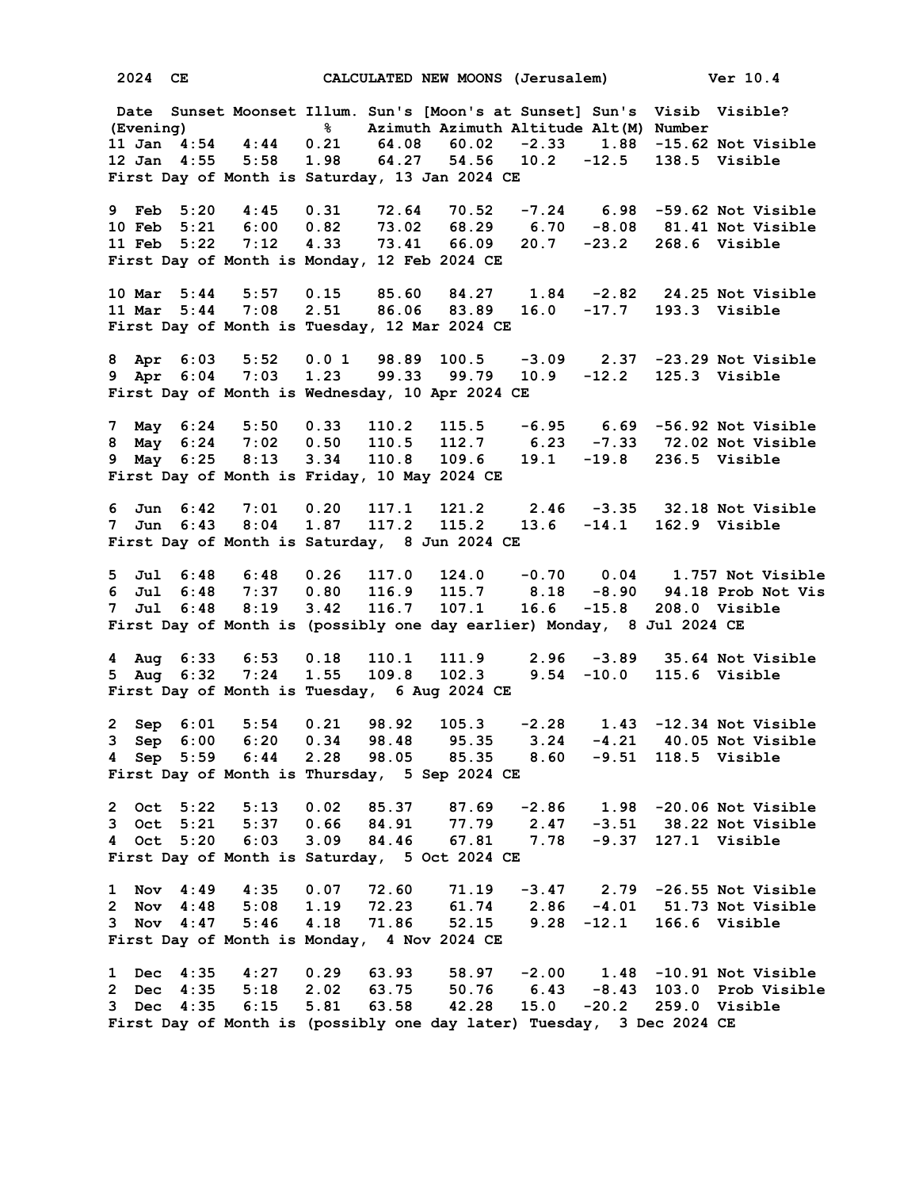2024 CE    CALCULATED NEW MOONS (Jerusalem)    Ver 10.4

| Date (Evening) | Sunset | Moonset | Illum. % | Sun's Azimuth | [Moon's at Sunset] Azimuth | Altitude | Sun's Alt(M) | Visib Number | Visible? |
|---|---|---|---|---|---|---|---|---|---|
| 11 Jan | 4:54 | 4:44 | 0.21 | 64.08 | 60.02 | -2.33 | 1.88 | -15.62 | Not Visible |
| 12 Jan | 4:55 | 5:58 | 1.98 | 64.27 | 54.56 | 10.2 | -12.5 | 138.5 | Visible |

First Day of Month is Saturday, 13 Jan 2024 CE

| Date (Evening) | Sunset | Moonset | Illum. % | Sun's Azimuth | [Moon's at Sunset] Azimuth | Altitude | Sun's Alt(M) | Visib Number | Visible? |
|---|---|---|---|---|---|---|---|---|---|
| 9 Feb | 5:20 | 4:45 | 0.31 | 72.64 | 70.52 | -7.24 | 6.98 | -59.62 | Not Visible |
| 10 Feb | 5:21 | 6:00 | 0.82 | 73.02 | 68.29 | 6.70 | -8.08 | 81.41 | Not Visible |
| 11 Feb | 5:22 | 7:12 | 4.33 | 73.41 | 66.09 | 20.7 | -23.2 | 268.6 | Visible |

First Day of Month is Monday, 12 Feb 2024 CE

| Date (Evening) | Sunset | Moonset | Illum. % | Sun's Azimuth | [Moon's at Sunset] Azimuth | Altitude | Sun's Alt(M) | Visib Number | Visible? |
|---|---|---|---|---|---|---|---|---|---|
| 10 Mar | 5:44 | 5:57 | 0.15 | 85.60 | 84.27 | 1.84 | -2.82 | 24.25 | Not Visible |
| 11 Mar | 5:44 | 7:08 | 2.51 | 86.06 | 83.89 | 16.0 | -17.7 | 193.3 | Visible |

First Day of Month is Tuesday, 12 Mar 2024 CE

| Date (Evening) | Sunset | Moonset | Illum. % | Sun's Azimuth | [Moon's at Sunset] Azimuth | Altitude | Sun's Alt(M) | Visib Number | Visible? |
|---|---|---|---|---|---|---|---|---|---|
| 8 Apr | 6:03 | 5:52 | 0.0 1 | 98.89 | 100.5 | -3.09 | 2.37 | -23.29 | Not Visible |
| 9 Apr | 6:04 | 7:03 | 1.23 | 99.33 | 99.79 | 10.9 | -12.2 | 125.3 | Visible |

First Day of Month is Wednesday, 10 Apr 2024 CE

| Date (Evening) | Sunset | Moonset | Illum. % | Sun's Azimuth | [Moon's at Sunset] Azimuth | Altitude | Sun's Alt(M) | Visib Number | Visible? |
|---|---|---|---|---|---|---|---|---|---|
| 7 May | 6:24 | 5:50 | 0.33 | 110.2 | 115.5 | -6.95 | 6.69 | -56.92 | Not Visible |
| 8 May | 6:24 | 7:02 | 0.50 | 110.5 | 112.7 | 6.23 | -7.33 | 72.02 | Not Visible |
| 9 May | 6:25 | 8:13 | 3.34 | 110.8 | 109.6 | 19.1 | -19.8 | 236.5 | Visible |

First Day of Month is Friday, 10 May 2024 CE

| Date (Evening) | Sunset | Moonset | Illum. % | Sun's Azimuth | [Moon's at Sunset] Azimuth | Altitude | Sun's Alt(M) | Visib Number | Visible? |
|---|---|---|---|---|---|---|---|---|---|
| 6 Jun | 6:42 | 7:01 | 0.20 | 117.1 | 121.2 | 2.46 | -3.35 | 32.18 | Not Visible |
| 7 Jun | 6:43 | 8:04 | 1.87 | 117.2 | 115.2 | 13.6 | -14.1 | 162.9 | Visible |

First Day of Month is Saturday, 8 Jun 2024 CE

| Date (Evening) | Sunset | Moonset | Illum. % | Sun's Azimuth | [Moon's at Sunset] Azimuth | Altitude | Sun's Alt(M) | Visib Number | Visible? |
|---|---|---|---|---|---|---|---|---|---|
| 5 Jul | 6:48 | 6:48 | 0.26 | 117.0 | 124.0 | -0.70 | 0.04 | 1.757 | Not Visible |
| 6 Jul | 6:48 | 7:37 | 0.80 | 116.9 | 115.7 | 8.18 | -8.90 | 94.18 | Prob Not Vis |
| 7 Jul | 6:48 | 8:19 | 3.42 | 116.7 | 107.1 | 16.6 | -15.8 | 208.0 | Visible |

First Day of Month is (possibly one day earlier) Monday, 8 Jul 2024 CE

| Date (Evening) | Sunset | Moonset | Illum. % | Sun's Azimuth | [Moon's at Sunset] Azimuth | Altitude | Sun's Alt(M) | Visib Number | Visible? |
|---|---|---|---|---|---|---|---|---|---|
| 4 Aug | 6:33 | 6:53 | 0.18 | 110.1 | 111.9 | 2.96 | -3.89 | 35.64 | Not Visible |
| 5 Aug | 6:32 | 7:24 | 1.55 | 109.8 | 102.3 | 9.54 | -10.0 | 115.6 | Visible |

First Day of Month is Tuesday, 6 Aug 2024 CE

| Date (Evening) | Sunset | Moonset | Illum. % | Sun's Azimuth | [Moon's at Sunset] Azimuth | Altitude | Sun's Alt(M) | Visib Number | Visible? |
|---|---|---|---|---|---|---|---|---|---|
| 2 Sep | 6:01 | 5:54 | 0.21 | 98.92 | 105.3 | -2.28 | 1.43 | -12.34 | Not Visible |
| 3 Sep | 6:00 | 6:20 | 0.34 | 98.48 | 95.35 | 3.24 | -4.21 | 40.05 | Not Visible |
| 4 Sep | 5:59 | 6:44 | 2.28 | 98.05 | 85.35 | 8.60 | -9.51 | 118.5 | Visible |

First Day of Month is Thursday, 5 Sep 2024 CE

| Date (Evening) | Sunset | Moonset | Illum. % | Sun's Azimuth | [Moon's at Sunset] Azimuth | Altitude | Sun's Alt(M) | Visib Number | Visible? |
|---|---|---|---|---|---|---|---|---|---|
| 2 Oct | 5:22 | 5:13 | 0.02 | 85.37 | 87.69 | -2.86 | 1.98 | -20.06 | Not Visible |
| 3 Oct | 5:21 | 5:37 | 0.66 | 84.91 | 77.79 | 2.47 | -3.51 | 38.22 | Not Visible |
| 4 Oct | 5:20 | 6:03 | 3.09 | 84.46 | 67.81 | 7.78 | -9.37 | 127.1 | Visible |

First Day of Month is Saturday, 5 Oct 2024 CE

| Date (Evening) | Sunset | Moonset | Illum. % | Sun's Azimuth | [Moon's at Sunset] Azimuth | Altitude | Sun's Alt(M) | Visib Number | Visible? |
|---|---|---|---|---|---|---|---|---|---|
| 1 Nov | 4:49 | 4:35 | 0.07 | 72.60 | 71.19 | -3.47 | 2.79 | -26.55 | Not Visible |
| 2 Nov | 4:48 | 5:08 | 1.19 | 72.23 | 61.74 | 2.86 | -4.01 | 51.73 | Not Visible |
| 3 Nov | 4:47 | 5:46 | 4.18 | 71.86 | 52.15 | 9.28 | -12.1 | 166.6 | Visible |

First Day of Month is Monday, 4 Nov 2024 CE

| Date (Evening) | Sunset | Moonset | Illum. % | Sun's Azimuth | [Moon's at Sunset] Azimuth | Altitude | Sun's Alt(M) | Visib Number | Visible? |
|---|---|---|---|---|---|---|---|---|---|
| 1 Dec | 4:35 | 4:27 | 0.29 | 63.93 | 58.97 | -2.00 | 1.48 | -10.91 | Not Visible |
| 2 Dec | 4:35 | 5:18 | 2.02 | 63.75 | 50.76 | 6.43 | -8.43 | 103.0 | Prob Visible |
| 3 Dec | 4:35 | 6:15 | 5.81 | 63.58 | 42.28 | 15.0 | -20.2 | 259.0 | Visible |

First Day of Month is (possibly one day later) Tuesday, 3 Dec 2024 CE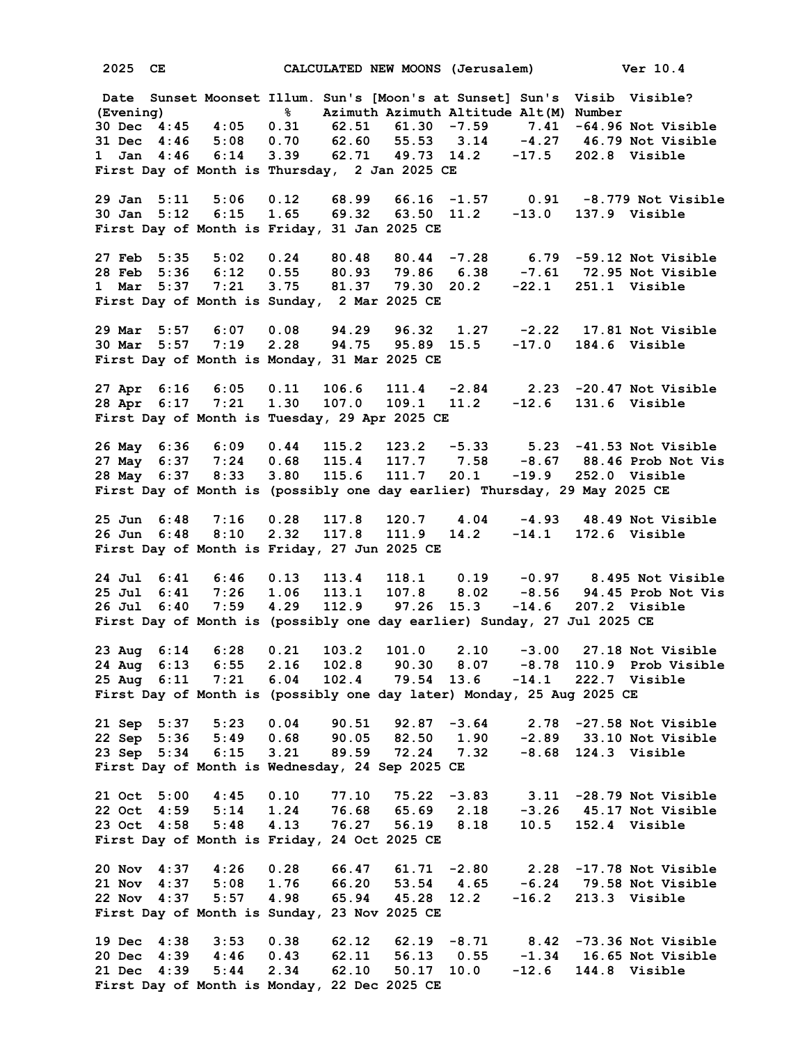2025 CE CALCULATED NEW MOONS (Jerusalem) Ver 10.4

| Date (Evening) | Sunset | Moonset | Illum. % | Sun's Azimuth | [Moon's at Sunset] Azimuth | Altitude | Sun's Alt(M) | Visib Number | Visible? |
|---|---|---|---|---|---|---|---|---|---|
| 30 Dec | 4:45 | 4:05 | 0.31 | 62.51 | 61.30 | -7.59 | 7.41 | -64.96 | Not Visible |
| 31 Dec | 4:46 | 5:08 | 0.70 | 62.60 | 55.53 | 3.14 | -4.27 | 46.79 | Not Visible |
| 1 Jan | 4:46 | 6:14 | 3.39 | 62.71 | 49.73 | 14.2 | -17.5 | 202.8 | Visible |

First Day of Month is Thursday, 2 Jan 2025 CE

| Date (Evening) | Sunset | Moonset | Illum. % | Sun's Azimuth | [Moon's at Sunset] Azimuth | Altitude | Sun's Alt(M) | Visib Number | Visible? |
|---|---|---|---|---|---|---|---|---|---|
| 29 Jan | 5:11 | 5:06 | 0.12 | 68.99 | 66.16 | -1.57 | 0.91 | -8.779 | Not Visible |
| 30 Jan | 5:12 | 6:15 | 1.65 | 69.32 | 63.50 | 11.2 | -13.0 | 137.9 | Visible |

First Day of Month is Friday, 31 Jan 2025 CE

| Date (Evening) | Sunset | Moonset | Illum. % | Sun's Azimuth | [Moon's at Sunset] Azimuth | Altitude | Sun's Alt(M) | Visib Number | Visible? |
|---|---|---|---|---|---|---|---|---|---|
| 27 Feb | 5:35 | 5:02 | 0.24 | 80.48 | 80.44 | -7.28 | 6.79 | -59.12 | Not Visible |
| 28 Feb | 5:36 | 6:12 | 0.55 | 80.93 | 79.86 | 6.38 | -7.61 | 72.95 | Not Visible |
| 1 Mar | 5:37 | 7:21 | 3.75 | 81.37 | 79.30 | 20.2 | -22.1 | 251.1 | Visible |

First Day of Month is Sunday, 2 Mar 2025 CE

| Date (Evening) | Sunset | Moonset | Illum. % | Sun's Azimuth | [Moon's at Sunset] Azimuth | Altitude | Sun's Alt(M) | Visib Number | Visible? |
|---|---|---|---|---|---|---|---|---|---|
| 29 Mar | 5:57 | 6:07 | 0.08 | 94.29 | 96.32 | 1.27 | -2.22 | 17.81 | Not Visible |
| 30 Mar | 5:57 | 7:19 | 2.28 | 94.75 | 95.89 | 15.5 | -17.0 | 184.6 | Visible |

First Day of Month is Monday, 31 Mar 2025 CE

| Date (Evening) | Sunset | Moonset | Illum. % | Sun's Azimuth | [Moon's at Sunset] Azimuth | Altitude | Sun's Alt(M) | Visib Number | Visible? |
|---|---|---|---|---|---|---|---|---|---|
| 27 Apr | 6:16 | 6:05 | 0.11 | 106.6 | 111.4 | -2.84 | 2.23 | -20.47 | Not Visible |
| 28 Apr | 6:17 | 7:21 | 1.30 | 107.0 | 109.1 | 11.2 | -12.6 | 131.6 | Visible |

First Day of Month is Tuesday, 29 Apr 2025 CE

| Date (Evening) | Sunset | Moonset | Illum. % | Sun's Azimuth | [Moon's at Sunset] Azimuth | Altitude | Sun's Alt(M) | Visib Number | Visible? |
|---|---|---|---|---|---|---|---|---|---|
| 26 May | 6:36 | 6:09 | 0.44 | 115.2 | 123.2 | -5.33 | 5.23 | -41.53 | Not Visible |
| 27 May | 6:37 | 7:24 | 0.68 | 115.4 | 117.7 | 7.58 | -8.67 | 88.46 | Prob Not Vis |
| 28 May | 6:37 | 8:33 | 3.80 | 115.6 | 111.7 | 20.1 | -19.9 | 252.0 | Visible |

First Day of Month is (possibly one day earlier) Thursday, 29 May 2025 CE

| Date (Evening) | Sunset | Moonset | Illum. % | Sun's Azimuth | [Moon's at Sunset] Azimuth | Altitude | Sun's Alt(M) | Visib Number | Visible? |
|---|---|---|---|---|---|---|---|---|---|
| 25 Jun | 6:48 | 7:16 | 0.28 | 117.8 | 120.7 | 4.04 | -4.93 | 48.49 | Not Visible |
| 26 Jun | 6:48 | 8:10 | 2.32 | 117.8 | 111.9 | 14.2 | -14.1 | 172.6 | Visible |

First Day of Month is Friday, 27 Jun 2025 CE

| Date (Evening) | Sunset | Moonset | Illum. % | Sun's Azimuth | [Moon's at Sunset] Azimuth | Altitude | Sun's Alt(M) | Visib Number | Visible? |
|---|---|---|---|---|---|---|---|---|---|
| 24 Jul | 6:41 | 6:46 | 0.13 | 113.4 | 118.1 | 0.19 | -0.97 | 8.495 | Not Visible |
| 25 Jul | 6:41 | 7:26 | 1.06 | 113.1 | 107.8 | 8.02 | -8.56 | 94.45 | Prob Not Vis |
| 26 Jul | 6:40 | 7:59 | 4.29 | 112.9 | 97.26 | 15.3 | -14.6 | 207.2 | Visible |

First Day of Month is (possibly one day earlier) Sunday, 27 Jul 2025 CE

| Date (Evening) | Sunset | Moonset | Illum. % | Sun's Azimuth | [Moon's at Sunset] Azimuth | Altitude | Sun's Alt(M) | Visib Number | Visible? |
|---|---|---|---|---|---|---|---|---|---|
| 23 Aug | 6:14 | 6:28 | 0.21 | 103.2 | 101.0 | 2.10 | -3.00 | 27.18 | Not Visible |
| 24 Aug | 6:13 | 6:55 | 2.16 | 102.8 | 90.30 | 8.07 | -8.78 | 110.9 | Prob Visible |
| 25 Aug | 6:11 | 7:21 | 6.04 | 102.4 | 79.54 | 13.6 | -14.1 | 222.7 | Visible |

First Day of Month is (possibly one day later) Monday, 25 Aug 2025 CE

| Date (Evening) | Sunset | Moonset | Illum. % | Sun's Azimuth | [Moon's at Sunset] Azimuth | Altitude | Sun's Alt(M) | Visib Number | Visible? |
|---|---|---|---|---|---|---|---|---|---|
| 21 Sep | 5:37 | 5:23 | 0.04 | 90.51 | 92.87 | -3.64 | 2.78 | -27.58 | Not Visible |
| 22 Sep | 5:36 | 5:49 | 0.68 | 90.05 | 82.50 | 1.90 | -2.89 | 33.10 | Not Visible |
| 23 Sep | 5:34 | 6:15 | 3.21 | 89.59 | 72.24 | 7.32 | -8.68 | 124.3 | Visible |

First Day of Month is Wednesday, 24 Sep 2025 CE

| Date (Evening) | Sunset | Moonset | Illum. % | Sun's Azimuth | [Moon's at Sunset] Azimuth | Altitude | Sun's Alt(M) | Visib Number | Visible? |
|---|---|---|---|---|---|---|---|---|---|
| 21 Oct | 5:00 | 4:45 | 0.10 | 77.10 | 75.22 | -3.83 | 3.11 | -28.79 | Not Visible |
| 22 Oct | 4:59 | 5:14 | 1.24 | 76.68 | 65.69 | 2.18 | -3.26 | 45.17 | Not Visible |
| 23 Oct | 4:58 | 5:48 | 4.13 | 76.27 | 56.19 | 8.18 | 10.5 | 152.4 | Visible |

First Day of Month is Friday, 24 Oct 2025 CE

| Date (Evening) | Sunset | Moonset | Illum. % | Sun's Azimuth | [Moon's at Sunset] Azimuth | Altitude | Sun's Alt(M) | Visib Number | Visible? |
|---|---|---|---|---|---|---|---|---|---|
| 20 Nov | 4:37 | 4:26 | 0.28 | 66.47 | 61.71 | -2.80 | 2.28 | -17.78 | Not Visible |
| 21 Nov | 4:37 | 5:08 | 1.76 | 66.20 | 53.54 | 4.65 | -6.24 | 79.58 | Not Visible |
| 22 Nov | 4:37 | 5:57 | 4.98 | 65.94 | 45.28 | 12.2 | -16.2 | 213.3 | Visible |

First Day of Month is Sunday, 23 Nov 2025 CE

| Date (Evening) | Sunset | Moonset | Illum. % | Sun's Azimuth | [Moon's at Sunset] Azimuth | Altitude | Sun's Alt(M) | Visib Number | Visible? |
|---|---|---|---|---|---|---|---|---|---|
| 19 Dec | 4:38 | 3:53 | 0.38 | 62.12 | 62.19 | -8.71 | 8.42 | -73.36 | Not Visible |
| 20 Dec | 4:39 | 4:46 | 0.43 | 62.11 | 56.13 | 0.55 | -1.34 | 16.65 | Not Visible |
| 21 Dec | 4:39 | 5:44 | 2.34 | 62.10 | 50.17 | 10.0 | -12.6 | 144.8 | Visible |

First Day of Month is Monday, 22 Dec 2025 CE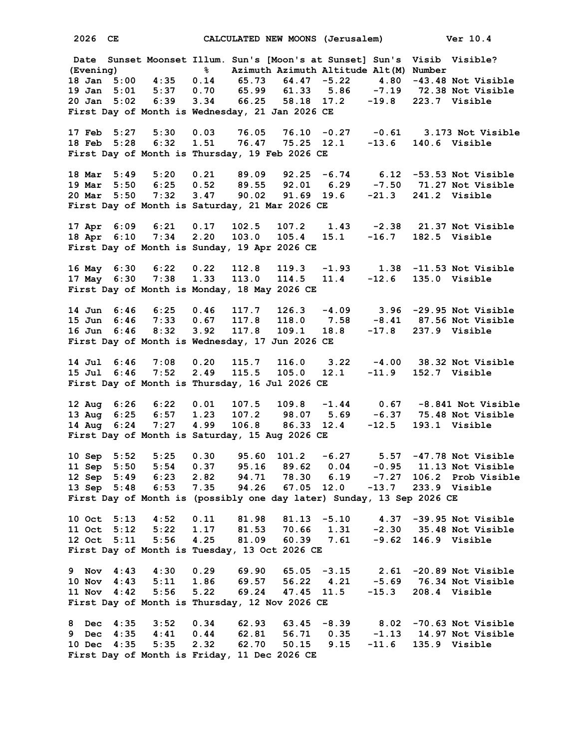2026 CE CALCULATED NEW MOONS (Jerusalem) Ver 10.4

| Date (Evening) | Sunset | Moonset | Illum. % | Sun's Azimuth | [Moon's at Sunset] Azimuth | Altitude | Sun's Alt(M) | Visib Number | Visible? |
|---|---|---|---|---|---|---|---|---|---|
| 18 Jan | 5:00 | 4:35 | 0.14 | 65.73 | 64.47 | -5.22 | 4.80 | -43.48 | Not Visible |
| 19 Jan | 5:01 | 5:37 | 0.70 | 65.99 | 61.33 | 5.86 | -7.19 | 72.38 | Not Visible |
| 20 Jan | 5:02 | 6:39 | 3.34 | 66.25 | 58.18 | 17.2 | -19.8 | 223.7 | Visible |

First Day of Month is Wednesday, 21 Jan 2026 CE

| Date (Evening) | Sunset | Moonset | Illum. % | Sun's Azimuth | [Moon's at Sunset] Azimuth | Altitude | Sun's Alt(M) | Visib Number | Visible? |
|---|---|---|---|---|---|---|---|---|---|
| 17 Feb | 5:27 | 5:30 | 0.03 | 76.05 | 76.10 | -0.27 | -0.61 | 3.173 | Not Visible |
| 18 Feb | 5:28 | 6:32 | 1.51 | 76.47 | 75.25 | 12.1 | -13.6 | 140.6 | Visible |

First Day of Month is Thursday, 19 Feb 2026 CE

| Date (Evening) | Sunset | Moonset | Illum. % | Sun's Azimuth | [Moon's at Sunset] Azimuth | Altitude | Sun's Alt(M) | Visib Number | Visible? |
|---|---|---|---|---|---|---|---|---|---|
| 18 Mar | 5:49 | 5:20 | 0.21 | 89.09 | 92.25 | -6.74 | 6.12 | -53.53 | Not Visible |
| 19 Mar | 5:50 | 6:25 | 0.52 | 89.55 | 92.01 | 6.29 | -7.50 | 71.27 | Not Visible |
| 20 Mar | 5:50 | 7:32 | 3.47 | 90.02 | 91.69 | 19.6 | -21.3 | 241.2 | Visible |

First Day of Month is Saturday, 21 Mar 2026 CE

| Date (Evening) | Sunset | Moonset | Illum. % | Sun's Azimuth | [Moon's at Sunset] Azimuth | Altitude | Sun's Alt(M) | Visib Number | Visible? |
|---|---|---|---|---|---|---|---|---|---|
| 17 Apr | 6:09 | 6:21 | 0.17 | 102.5 | 107.2 | 1.43 | -2.38 | 21.37 | Not Visible |
| 18 Apr | 6:10 | 7:34 | 2.20 | 103.0 | 105.4 | 15.1 | -16.7 | 182.5 | Visible |

First Day of Month is Sunday, 19 Apr 2026 CE

| Date (Evening) | Sunset | Moonset | Illum. % | Sun's Azimuth | [Moon's at Sunset] Azimuth | Altitude | Sun's Alt(M) | Visib Number | Visible? |
|---|---|---|---|---|---|---|---|---|---|
| 16 May | 6:30 | 6:22 | 0.22 | 112.8 | 119.3 | -1.93 | 1.38 | -11.53 | Not Visible |
| 17 May | 6:30 | 7:38 | 1.33 | 113.0 | 114.5 | 11.4 | -12.6 | 135.0 | Visible |

First Day of Month is Monday, 18 May 2026 CE

| Date (Evening) | Sunset | Moonset | Illum. % | Sun's Azimuth | [Moon's at Sunset] Azimuth | Altitude | Sun's Alt(M) | Visib Number | Visible? |
|---|---|---|---|---|---|---|---|---|---|
| 14 Jun | 6:46 | 6:25 | 0.46 | 117.7 | 126.3 | -4.09 | 3.96 | -29.95 | Not Visible |
| 15 Jun | 6:46 | 7:33 | 0.67 | 117.8 | 118.0 | 7.58 | -8.41 | 87.56 | Not Visible |
| 16 Jun | 6:46 | 8:32 | 3.92 | 117.8 | 109.1 | 18.8 | -17.8 | 237.9 | Visible |

First Day of Month is Wednesday, 17 Jun 2026 CE

| Date (Evening) | Sunset | Moonset | Illum. % | Sun's Azimuth | [Moon's at Sunset] Azimuth | Altitude | Sun's Alt(M) | Visib Number | Visible? |
|---|---|---|---|---|---|---|---|---|---|
| 14 Jul | 6:46 | 7:08 | 0.20 | 115.7 | 116.0 | 3.22 | -4.00 | 38.32 | Not Visible |
| 15 Jul | 6:46 | 7:52 | 2.49 | 115.5 | 105.0 | 12.1 | -11.9 | 152.7 | Visible |

First Day of Month is Thursday, 16 Jul 2026 CE

| Date (Evening) | Sunset | Moonset | Illum. % | Sun's Azimuth | [Moon's at Sunset] Azimuth | Altitude | Sun's Alt(M) | Visib Number | Visible? |
|---|---|---|---|---|---|---|---|---|---|
| 12 Aug | 6:26 | 6:22 | 0.01 | 107.5 | 109.8 | -1.44 | 0.67 | -8.841 | Not Visible |
| 13 Aug | 6:25 | 6:57 | 1.23 | 107.2 | 98.07 | 5.69 | -6.37 | 75.48 | Not Visible |
| 14 Aug | 6:24 | 7:27 | 4.99 | 106.8 | 86.33 | 12.4 | -12.5 | 193.1 | Visible |

First Day of Month is Saturday, 15 Aug 2026 CE

| Date (Evening) | Sunset | Moonset | Illum. % | Sun's Azimuth | [Moon's at Sunset] Azimuth | Altitude | Sun's Alt(M) | Visib Number | Visible? |
|---|---|---|---|---|---|---|---|---|---|
| 10 Sep | 5:52 | 5:25 | 0.30 | 95.60 | 101.2 | -6.27 | 5.57 | -47.78 | Not Visible |
| 11 Sep | 5:50 | 5:54 | 0.37 | 95.16 | 89.62 | 0.04 | -0.95 | 11.13 | Not Visible |
| 12 Sep | 5:49 | 6:23 | 2.82 | 94.71 | 78.30 | 6.19 | -7.27 | 106.2 | Prob Visible |
| 13 Sep | 5:48 | 6:53 | 7.35 | 94.26 | 67.05 | 12.0 | -13.7 | 233.9 | Visible |

First Day of Month is (possibly one day later) Sunday, 13 Sep 2026 CE

| Date (Evening) | Sunset | Moonset | Illum. % | Sun's Azimuth | [Moon's at Sunset] Azimuth | Altitude | Sun's Alt(M) | Visib Number | Visible? |
|---|---|---|---|---|---|---|---|---|---|
| 10 Oct | 5:13 | 4:52 | 0.11 | 81.98 | 81.13 | -5.10 | 4.37 | -39.95 | Not Visible |
| 11 Oct | 5:12 | 5:22 | 1.17 | 81.53 | 70.66 | 1.31 | -2.30 | 35.48 | Not Visible |
| 12 Oct | 5:11 | 5:56 | 4.25 | 81.09 | 60.39 | 7.61 | -9.62 | 146.9 | Visible |

First Day of Month is Tuesday, 13 Oct 2026 CE

| Date (Evening) | Sunset | Moonset | Illum. % | Sun's Azimuth | [Moon's at Sunset] Azimuth | Altitude | Sun's Alt(M) | Visib Number | Visible? |
|---|---|---|---|---|---|---|---|---|---|
| 9 Nov | 4:43 | 4:30 | 0.29 | 69.90 | 65.05 | -3.15 | 2.61 | -20.89 | Not Visible |
| 10 Nov | 4:43 | 5:11 | 1.86 | 69.57 | 56.22 | 4.21 | -5.69 | 76.34 | Not Visible |
| 11 Nov | 4:42 | 5:56 | 5.22 | 69.24 | 47.45 | 11.5 | -15.3 | 208.4 | Visible |

First Day of Month is Thursday, 12 Nov 2026 CE

| Date (Evening) | Sunset | Moonset | Illum. % | Sun's Azimuth | [Moon's at Sunset] Azimuth | Altitude | Sun's Alt(M) | Visib Number | Visible? |
|---|---|---|---|---|---|---|---|---|---|
| 8 Dec | 4:35 | 3:52 | 0.34 | 62.93 | 63.45 | -8.39 | 8.02 | -70.63 | Not Visible |
| 9 Dec | 4:35 | 4:41 | 0.44 | 62.81 | 56.71 | 0.35 | -1.13 | 14.97 | Not Visible |
| 10 Dec | 4:35 | 5:35 | 2.32 | 62.70 | 50.15 | 9.15 | -11.6 | 135.9 | Visible |

First Day of Month is Friday, 11 Dec 2026 CE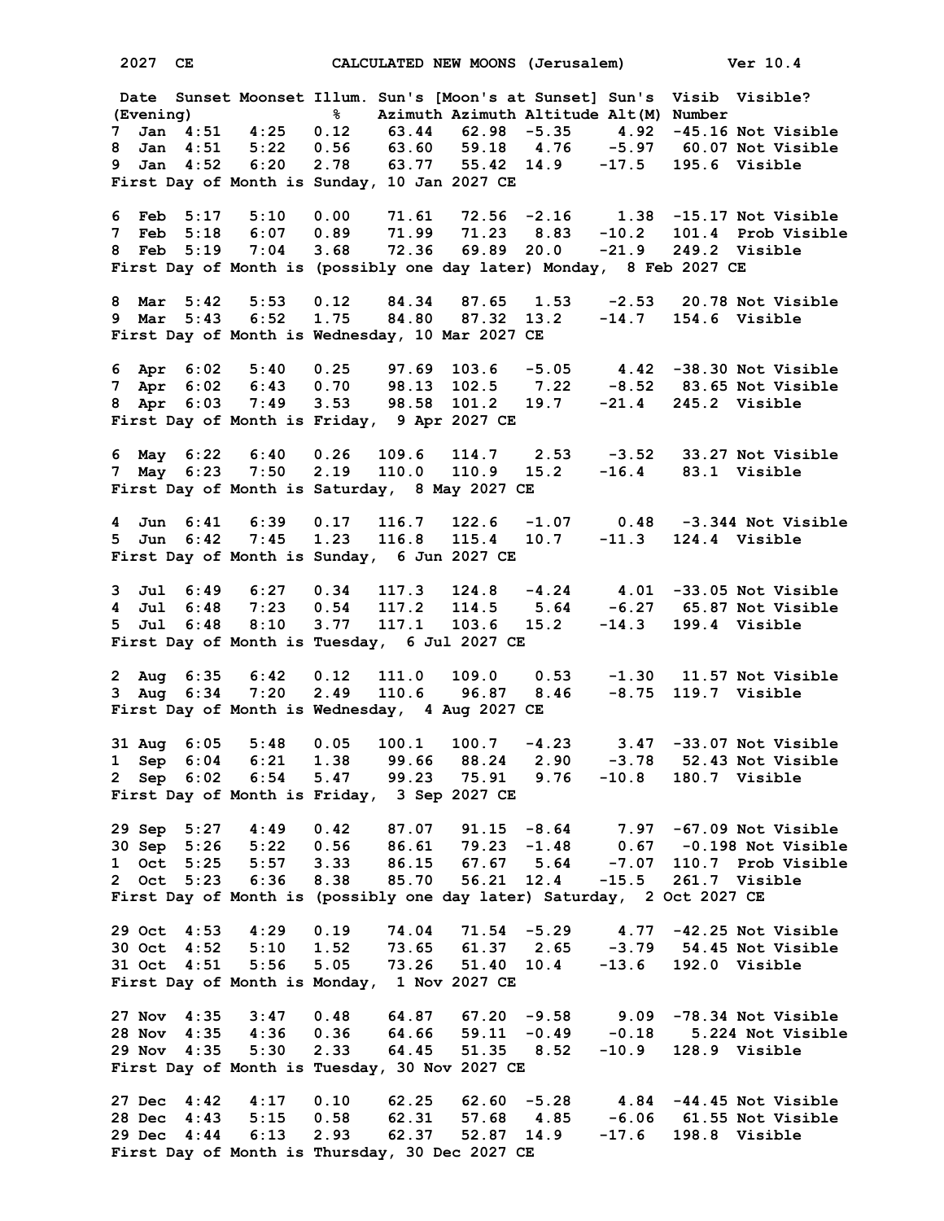**2027 CE — CALCULATED NEW MOONS (Jerusalem) — Ver 10.4**

| Date (Evening) | Sunset | Moonset | Illum. % | Sun's Azimuth | [Moon's at Sunset] Azimuth | [Moon's at Sunset] Altitude | Sun's Alt(M) | Visib Number | Visible? |
|---|---|---|---|---|---|---|---|---|---|
| 7 Jan | 4:51 | 4:25 | 0.12 | 63.44 | 62.98 | -5.35 | 4.92 | -45.16 | Not Visible |
| 8 Jan | 4:51 | 5:22 | 0.56 | 63.60 | 59.18 | 4.76 | -5.97 | 60.07 | Not Visible |
| 9 Jan | 4:52 | 6:20 | 2.78 | 63.77 | 55.42 | 14.9 | -17.5 | 195.6 | Visible |

First Day of Month is Sunday, 10 Jan 2027 CE

| Date (Evening) | Sunset | Moonset | Illum. % | Sun's Azimuth | [Moon's at Sunset] Azimuth | [Moon's at Sunset] Altitude | Sun's Alt(M) | Visib Number | Visible? |
|---|---|---|---|---|---|---|---|---|---|
| 6 Feb | 5:17 | 5:10 | 0.00 | 71.61 | 72.56 | -2.16 | 1.38 | -15.17 | Not Visible |
| 7 Feb | 5:18 | 6:07 | 0.89 | 71.99 | 71.23 | 8.83 | -10.2 | 101.4 | Prob Visible |
| 8 Feb | 5:19 | 7:04 | 3.68 | 72.36 | 69.89 | 20.0 | -21.9 | 249.2 | Visible |

First Day of Month is (possibly one day later) Monday, 8 Feb 2027 CE

| Date (Evening) | Sunset | Moonset | Illum. % | Sun's Azimuth | [Moon's at Sunset] Azimuth | [Moon's at Sunset] Altitude | Sun's Alt(M) | Visib Number | Visible? |
|---|---|---|---|---|---|---|---|---|---|
| 8 Mar | 5:42 | 5:53 | 0.12 | 84.34 | 87.65 | 1.53 | -2.53 | 20.78 | Not Visible |
| 9 Mar | 5:43 | 6:52 | 1.75 | 84.80 | 87.32 | 13.2 | -14.7 | 154.6 | Visible |

First Day of Month is Wednesday, 10 Mar 2027 CE

| Date (Evening) | Sunset | Moonset | Illum. % | Sun's Azimuth | [Moon's at Sunset] Azimuth | [Moon's at Sunset] Altitude | Sun's Alt(M) | Visib Number | Visible? |
|---|---|---|---|---|---|---|---|---|---|
| 6 Apr | 6:02 | 5:40 | 0.25 | 97.69 | 103.6 | -5.05 | 4.42 | -38.30 | Not Visible |
| 7 Apr | 6:02 | 6:43 | 0.70 | 98.13 | 102.5 | 7.22 | -8.52 | 83.65 | Not Visible |
| 8 Apr | 6:03 | 7:49 | 3.53 | 98.58 | 101.2 | 19.7 | -21.4 | 245.2 | Visible |

First Day of Month is Friday, 9 Apr 2027 CE

| Date (Evening) | Sunset | Moonset | Illum. % | Sun's Azimuth | [Moon's at Sunset] Azimuth | [Moon's at Sunset] Altitude | Sun's Alt(M) | Visib Number | Visible? |
|---|---|---|---|---|---|---|---|---|---|
| 6 May | 6:22 | 6:40 | 0.26 | 109.6 | 114.7 | 2.53 | -3.52 | 33.27 | Not Visible |
| 7 May | 6:23 | 7:50 | 2.19 | 110.0 | 110.9 | 15.2 | -16.4 | 83.1 | Visible |

First Day of Month is Saturday, 8 May 2027 CE

| Date (Evening) | Sunset | Moonset | Illum. % | Sun's Azimuth | [Moon's at Sunset] Azimuth | [Moon's at Sunset] Altitude | Sun's Alt(M) | Visib Number | Visible? |
|---|---|---|---|---|---|---|---|---|---|
| 4 Jun | 6:41 | 6:39 | 0.17 | 116.7 | 122.6 | -1.07 | 0.48 | -3.344 | Not Visible |
| 5 Jun | 6:42 | 7:45 | 1.23 | 116.8 | 115.4 | 10.7 | -11.3 | 124.4 | Visible |

First Day of Month is Sunday, 6 Jun 2027 CE

| Date (Evening) | Sunset | Moonset | Illum. % | Sun's Azimuth | [Moon's at Sunset] Azimuth | [Moon's at Sunset] Altitude | Sun's Alt(M) | Visib Number | Visible? |
|---|---|---|---|---|---|---|---|---|---|
| 3 Jul | 6:49 | 6:27 | 0.34 | 117.3 | 124.8 | -4.24 | 4.01 | -33.05 | Not Visible |
| 4 Jul | 6:48 | 7:23 | 0.54 | 117.2 | 114.5 | 5.64 | -6.27 | 65.87 | Not Visible |
| 5 Jul | 6:48 | 8:10 | 3.77 | 117.1 | 103.6 | 15.2 | -14.3 | 199.4 | Visible |

First Day of Month is Tuesday, 6 Jul 2027 CE

| Date (Evening) | Sunset | Moonset | Illum. % | Sun's Azimuth | [Moon's at Sunset] Azimuth | [Moon's at Sunset] Altitude | Sun's Alt(M) | Visib Number | Visible? |
|---|---|---|---|---|---|---|---|---|---|
| 2 Aug | 6:35 | 6:42 | 0.12 | 111.0 | 109.0 | 0.53 | -1.30 | 11.57 | Not Visible |
| 3 Aug | 6:34 | 7:20 | 2.49 | 110.6 | 96.87 | 8.46 | -8.75 | 119.7 | Visible |

First Day of Month is Wednesday, 4 Aug 2027 CE

| Date (Evening) | Sunset | Moonset | Illum. % | Sun's Azimuth | [Moon's at Sunset] Azimuth | [Moon's at Sunset] Altitude | Sun's Alt(M) | Visib Number | Visible? |
|---|---|---|---|---|---|---|---|---|---|
| 31 Aug | 6:05 | 5:48 | 0.05 | 100.1 | 100.7 | -4.23 | 3.47 | -33.07 | Not Visible |
| 1 Sep | 6:21 | 6:21 | 1.38 | 99.66 | 88.24 | 2.90 | -3.78 | 52.43 | Not Visible |
| 2 Sep | 6:02 | 6:54 | 5.47 | 99.23 | 75.91 | 9.76 | -10.8 | 180.7 | Visible |

First Day of Month is Friday, 3 Sep 2027 CE

| Date (Evening) | Sunset | Moonset | Illum. % | Sun's Azimuth | [Moon's at Sunset] Azimuth | [Moon's at Sunset] Altitude | Sun's Alt(M) | Visib Number | Visible? |
|---|---|---|---|---|---|---|---|---|---|
| 29 Sep | 5:27 | 4:49 | 0.42 | 87.07 | 91.15 | -8.64 | 7.97 | -67.09 | Not Visible |
| 30 Sep | 5:26 | 5:22 | 0.56 | 86.61 | 79.23 | -1.48 | 0.67 | -0.198 | Not Visible |
| 1 Oct | 5:25 | 5:57 | 3.33 | 86.15 | 67.67 | 5.64 | -7.07 | 110.7 | Prob Visible |
| 2 Oct | 5:23 | 6:36 | 8.38 | 85.70 | 56.21 | 12.4 | -15.5 | 261.7 | Visible |

First Day of Month is (possibly one day later) Saturday, 2 Oct 2027 CE

| Date (Evening) | Sunset | Moonset | Illum. % | Sun's Azimuth | [Moon's at Sunset] Azimuth | [Moon's at Sunset] Altitude | Sun's Alt(M) | Visib Number | Visible? |
|---|---|---|---|---|---|---|---|---|---|
| 29 Oct | 4:53 | 4:29 | 0.19 | 74.04 | 71.54 | -5.29 | 4.77 | -42.25 | Not Visible |
| 30 Oct | 4:52 | 5:10 | 1.52 | 73.65 | 61.37 | 2.65 | -3.79 | 54.45 | Not Visible |
| 31 Oct | 4:51 | 5:56 | 5.05 | 73.26 | 51.40 | 10.4 | -13.6 | 192.0 | Visible |

First Day of Month is Monday, 1 Nov 2027 CE

| Date (Evening) | Sunset | Moonset | Illum. % | Sun's Azimuth | [Moon's at Sunset] Azimuth | [Moon's at Sunset] Altitude | Sun's Alt(M) | Visib Number | Visible? |
|---|---|---|---|---|---|---|---|---|---|
| 27 Nov | 4:35 | 3:47 | 0.48 | 64.87 | 67.20 | -9.58 | 9.09 | -78.34 | Not Visible |
| 28 Nov | 4:35 | 4:36 | 0.36 | 64.66 | 59.11 | -0.49 | -0.18 | 5.224 | Not Visible |
| 29 Nov | 4:35 | 5:30 | 2.33 | 64.45 | 51.35 | 8.52 | -10.9 | 128.9 | Visible |

First Day of Month is Tuesday, 30 Nov 2027 CE

| Date (Evening) | Sunset | Moonset | Illum. % | Sun's Azimuth | [Moon's at Sunset] Azimuth | [Moon's at Sunset] Altitude | Sun's Alt(M) | Visib Number | Visible? |
|---|---|---|---|---|---|---|---|---|---|
| 27 Dec | 4:42 | 4:17 | 0.10 | 62.25 | 62.60 | -5.28 | 4.84 | -44.45 | Not Visible |
| 28 Dec | 4:43 | 5:15 | 0.58 | 62.31 | 57.68 | 4.85 | -6.06 | 61.55 | Not Visible |
| 29 Dec | 4:44 | 6:13 | 2.93 | 62.37 | 52.87 | 14.9 | -17.6 | 198.8 | Visible |

First Day of Month is Thursday, 30 Dec 2027 CE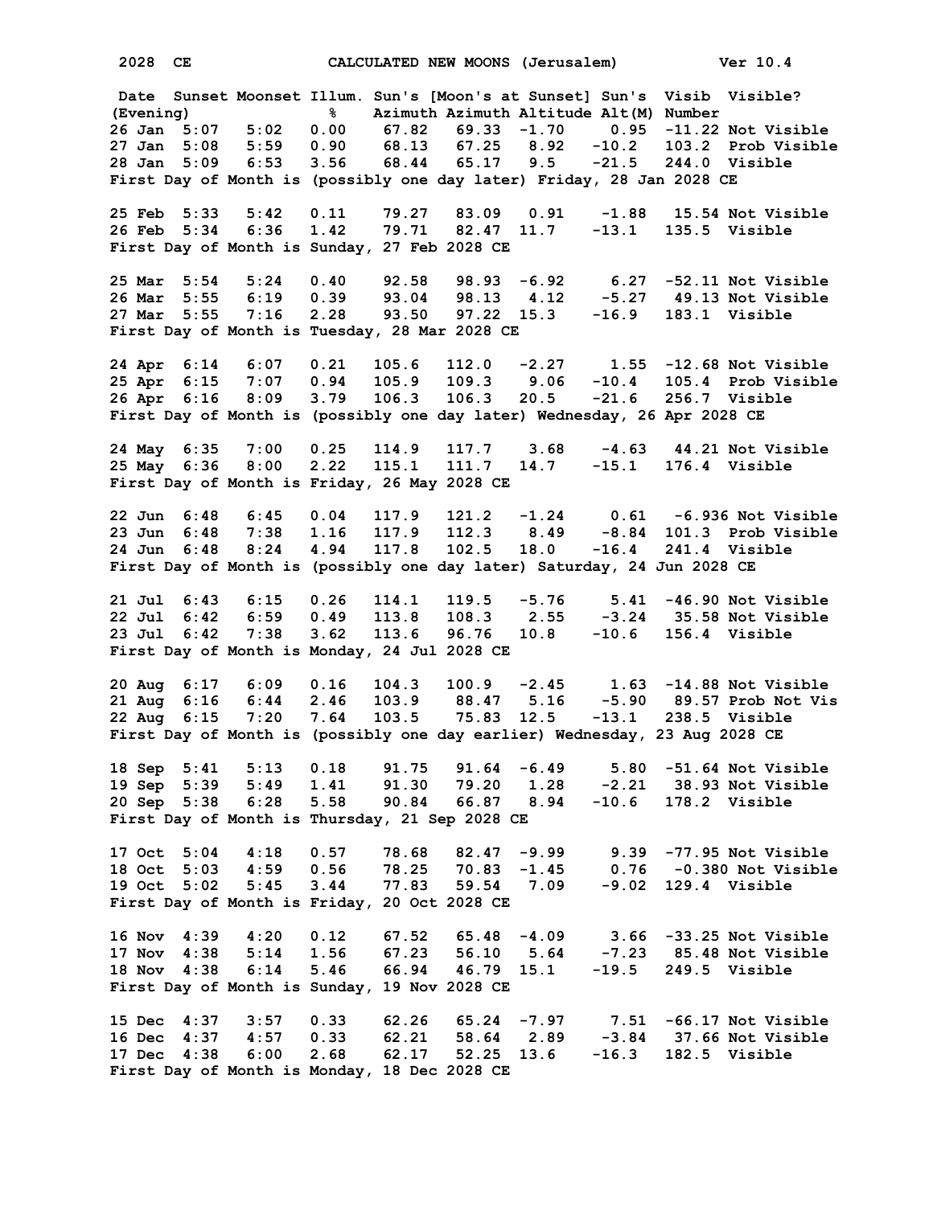2028 CE CALCULATED NEW MOONS (Jerusalem) Ver 10.4

| Date (Evening) | Sunset | Moonset | Illum. % | Sun's Azimuth | [Moon's at Sunset] Azimuth | Altitude | Sun's Alt(M) | Visib Number | Visible? |
|---|---|---|---|---|---|---|---|---|---|
| 26 Jan | 5:07 | 5:02 | 0.00 | 67.82 | 69.33 | -1.70 | 0.95 | -11.22 | Not Visible |
| 27 Jan | 5:08 | 5:59 | 0.90 | 68.13 | 67.25 | 8.92 | -10.2 | 103.2 | Prob Visible |
| 28 Jan | 5:09 | 6:53 | 3.56 | 68.44 | 65.17 | 9.5 | -21.5 | 244.0 | Visible |

First Day of Month is (possibly one day later) Friday, 28 Jan 2028 CE

| Date (Evening) | Sunset | Moonset | Illum. % | Sun's Azimuth | [Moon's at Sunset] Azimuth | Altitude | Sun's Alt(M) | Visib Number | Visible? |
|---|---|---|---|---|---|---|---|---|---|
| 25 Feb | 5:33 | 5:42 | 0.11 | 79.27 | 83.09 | 0.91 | -1.88 | 15.54 | Not Visible |
| 26 Feb | 5:34 | 6:36 | 1.42 | 79.71 | 82.47 | 11.7 | -13.1 | 135.5 | Visible |

First Day of Month is Sunday, 27 Feb 2028 CE

| Date (Evening) | Sunset | Moonset | Illum. % | Sun's Azimuth | [Moon's at Sunset] Azimuth | Altitude | Sun's Alt(M) | Visib Number | Visible? |
|---|---|---|---|---|---|---|---|---|---|
| 25 Mar | 5:54 | 5:24 | 0.40 | 92.58 | 98.93 | -6.92 | 6.27 | -52.11 | Not Visible |
| 26 Mar | 5:55 | 6:19 | 0.39 | 93.04 | 98.13 | 4.12 | -5.27 | 49.13 | Not Visible |
| 27 Mar | 5:55 | 7:16 | 2.28 | 93.50 | 97.22 | 15.3 | -16.9 | 183.1 | Visible |

First Day of Month is Tuesday, 28 Mar 2028 CE

| Date (Evening) | Sunset | Moonset | Illum. % | Sun's Azimuth | [Moon's at Sunset] Azimuth | Altitude | Sun's Alt(M) | Visib Number | Visible? |
|---|---|---|---|---|---|---|---|---|---|
| 24 Apr | 6:14 | 6:07 | 0.21 | 105.6 | 112.0 | -2.27 | 1.55 | -12.68 | Not Visible |
| 25 Apr | 6:15 | 7:07 | 0.94 | 105.9 | 109.3 | 9.06 | -10.4 | 105.4 | Prob Visible |
| 26 Apr | 6:16 | 8:09 | 3.79 | 106.3 | 106.3 | 20.5 | -21.6 | 256.7 | Visible |

First Day of Month is (possibly one day later) Wednesday, 26 Apr 2028 CE

| Date (Evening) | Sunset | Moonset | Illum. % | Sun's Azimuth | [Moon's at Sunset] Azimuth | Altitude | Sun's Alt(M) | Visib Number | Visible? |
|---|---|---|---|---|---|---|---|---|---|
| 24 May | 6:35 | 7:00 | 0.25 | 114.9 | 117.7 | 3.68 | -4.63 | 44.21 | Not Visible |
| 25 May | 6:36 | 8:00 | 2.22 | 115.1 | 111.7 | 14.7 | -15.1 | 176.4 | Visible |

First Day of Month is Friday, 26 May 2028 CE

| Date (Evening) | Sunset | Moonset | Illum. % | Sun's Azimuth | [Moon's at Sunset] Azimuth | Altitude | Sun's Alt(M) | Visib Number | Visible? |
|---|---|---|---|---|---|---|---|---|---|
| 22 Jun | 6:48 | 6:45 | 0.04 | 117.9 | 121.2 | -1.24 | 0.61 | -6.936 | Not Visible |
| 23 Jun | 6:48 | 7:38 | 1.16 | 117.9 | 112.3 | 8.49 | -8.84 | 101.3 | Prob Visible |
| 24 Jun | 6:48 | 8:24 | 4.94 | 117.8 | 102.5 | 18.0 | -16.4 | 241.4 | Visible |

First Day of Month is (possibly one day later) Saturday, 24 Jun 2028 CE

| Date (Evening) | Sunset | Moonset | Illum. % | Sun's Azimuth | [Moon's at Sunset] Azimuth | Altitude | Sun's Alt(M) | Visib Number | Visible? |
|---|---|---|---|---|---|---|---|---|---|
| 21 Jul | 6:43 | 6:15 | 0.26 | 114.1 | 119.5 | -5.76 | 5.41 | -46.90 | Not Visible |
| 22 Jul | 6:42 | 6:59 | 0.49 | 113.8 | 108.3 | 2.55 | -3.24 | 35.58 | Not Visible |
| 23 Jul | 6:42 | 7:38 | 3.62 | 113.6 | 96.76 | 10.8 | -10.6 | 156.4 | Visible |

First Day of Month is Monday, 24 Jul 2028 CE

| Date (Evening) | Sunset | Moonset | Illum. % | Sun's Azimuth | [Moon's at Sunset] Azimuth | Altitude | Sun's Alt(M) | Visib Number | Visible? |
|---|---|---|---|---|---|---|---|---|---|
| 20 Aug | 6:17 | 6:09 | 0.16 | 104.3 | 100.9 | -2.45 | 1.63 | -14.88 | Not Visible |
| 21 Aug | 6:16 | 6:44 | 2.46 | 103.9 | 88.47 | 5.16 | -5.90 | 89.57 | Prob Not Vis |
| 22 Aug | 6:15 | 7:20 | 7.64 | 103.5 | 75.83 | 12.5 | -13.1 | 238.5 | Visible |

First Day of Month is (possibly one day earlier) Wednesday, 23 Aug 2028 CE

| Date (Evening) | Sunset | Moonset | Illum. % | Sun's Azimuth | [Moon's at Sunset] Azimuth | Altitude | Sun's Alt(M) | Visib Number | Visible? |
|---|---|---|---|---|---|---|---|---|---|
| 18 Sep | 5:41 | 5:13 | 0.18 | 91.75 | 91.64 | -6.49 | 5.80 | -51.64 | Not Visible |
| 19 Sep | 5:39 | 5:49 | 1.41 | 91.30 | 79.20 | 1.28 | -2.21 | 38.93 | Not Visible |
| 20 Sep | 5:38 | 6:28 | 5.58 | 90.84 | 66.87 | 8.94 | -10.6 | 178.2 | Visible |

First Day of Month is Thursday, 21 Sep 2028 CE

| Date (Evening) | Sunset | Moonset | Illum. % | Sun's Azimuth | [Moon's at Sunset] Azimuth | Altitude | Sun's Alt(M) | Visib Number | Visible? |
|---|---|---|---|---|---|---|---|---|---|
| 17 Oct | 5:04 | 4:18 | 0.57 | 78.68 | 82.47 | -9.99 | 9.39 | -77.95 | Not Visible |
| 18 Oct | 5:03 | 4:59 | 0.56 | 78.25 | 70.83 | -1.45 | 0.76 | -0.380 | Not Visible |
| 19 Oct | 5:02 | 5:45 | 3.44 | 77.83 | 59.54 | 7.09 | -9.02 | 129.4 | Visible |

First Day of Month is Friday, 20 Oct 2028 CE

| Date (Evening) | Sunset | Moonset | Illum. % | Sun's Azimuth | [Moon's at Sunset] Azimuth | Altitude | Sun's Alt(M) | Visib Number | Visible? |
|---|---|---|---|---|---|---|---|---|---|
| 16 Nov | 4:39 | 4:20 | 0.12 | 67.52 | 65.48 | -4.09 | 3.66 | -33.25 | Not Visible |
| 17 Nov | 4:38 | 5:14 | 1.56 | 67.23 | 56.10 | 5.64 | -7.23 | 85.48 | Not Visible |
| 18 Nov | 4:38 | 6:14 | 5.46 | 66.94 | 46.79 | 15.1 | -19.5 | 249.5 | Visible |

First Day of Month is Sunday, 19 Nov 2028 CE

| Date (Evening) | Sunset | Moonset | Illum. % | Sun's Azimuth | [Moon's at Sunset] Azimuth | Altitude | Sun's Alt(M) | Visib Number | Visible? |
|---|---|---|---|---|---|---|---|---|---|
| 15 Dec | 4:37 | 3:57 | 0.33 | 62.26 | 65.24 | -7.97 | 7.51 | -66.17 | Not Visible |
| 16 Dec | 4:37 | 4:57 | 0.33 | 62.21 | 58.64 | 2.89 | -3.84 | 37.66 | Not Visible |
| 17 Dec | 4:38 | 6:00 | 2.68 | 62.17 | 52.25 | 13.6 | -16.3 | 182.5 | Visible |

First Day of Month is Monday, 18 Dec 2028 CE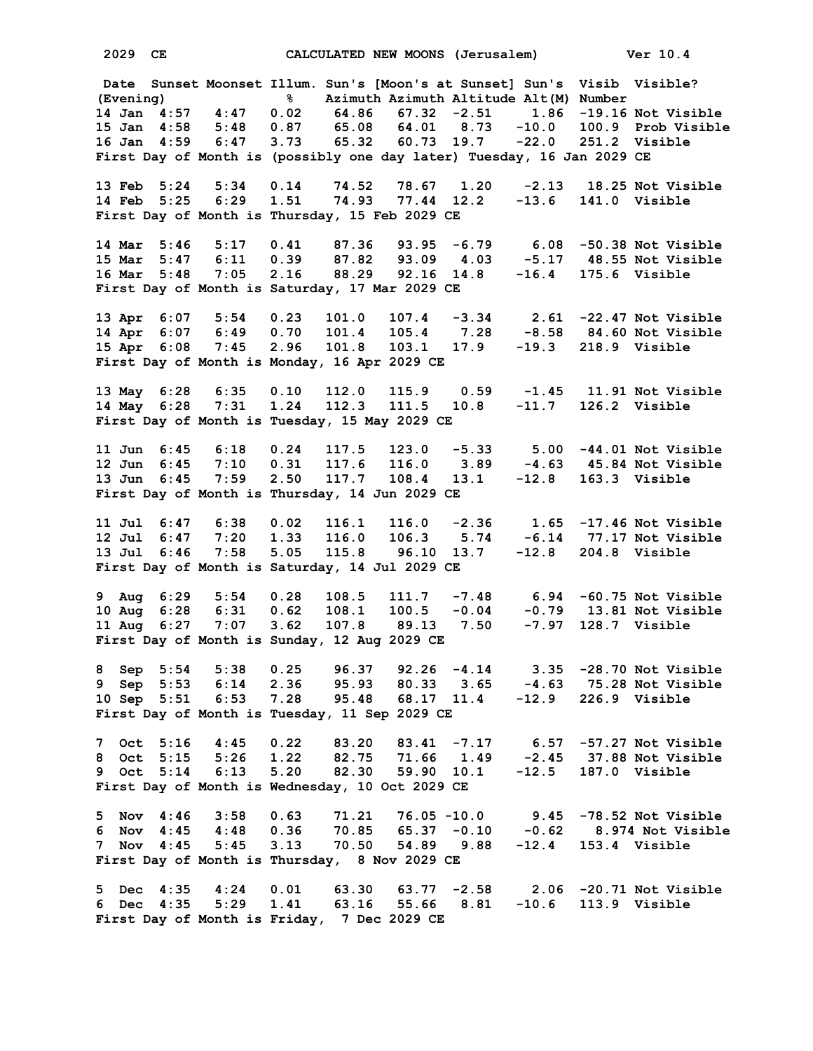2029 CE CALCULATED NEW MOONS (Jerusalem) Ver 10.4

| Date (Evening) | Sunset | Moonset | Illum. % | Sun's Azimuth | [Moon's at Sunset] Azimuth | Altitude | Sun's Alt(M) | Visib Number | Visible? |
|---|---|---|---|---|---|---|---|---|---|
| 14 Jan | 4:57 | 4:47 | 0.02 | 64.86 | 67.32 | -2.51 | 1.86 | -19.16 | Not Visible |
| 15 Jan | 4:58 | 5:48 | 0.87 | 65.08 | 64.01 | 8.73 | -10.0 | 100.9 | Prob Visible |
| 16 Jan | 4:59 | 6:47 | 3.73 | 65.32 | 60.73 | 19.7 | -22.0 | 251.2 | Visible |

First Day of Month is (possibly one day later) Tuesday, 16 Jan 2029 CE

| Date (Evening) | Sunset | Moonset | Illum. % | Sun's Azimuth | [Moon's at Sunset] Azimuth | Altitude | Sun's Alt(M) | Visib Number | Visible? |
|---|---|---|---|---|---|---|---|---|---|
| 13 Feb | 5:24 | 5:34 | 0.14 | 74.52 | 78.67 | 1.20 | -2.13 | 18.25 | Not Visible |
| 14 Feb | 5:25 | 6:29 | 1.51 | 74.93 | 77.44 | 12.2 | -13.6 | 141.0 | Visible |

First Day of Month is Thursday, 15 Feb 2029 CE

| Date (Evening) | Sunset | Moonset | Illum. % | Sun's Azimuth | [Moon's at Sunset] Azimuth | Altitude | Sun's Alt(M) | Visib Number | Visible? |
|---|---|---|---|---|---|---|---|---|---|
| 14 Mar | 5:46 | 5:17 | 0.41 | 87.36 | 93.95 | -6.79 | 6.08 | -50.38 | Not Visible |
| 15 Mar | 5:47 | 6:11 | 0.39 | 87.82 | 93.09 | 4.03 | -5.17 | 48.55 | Not Visible |
| 16 Mar | 5:48 | 7:05 | 2.16 | 88.29 | 92.16 | 14.8 | -16.4 | 175.6 | Visible |

First Day of Month is Saturday, 17 Mar 2029 CE

| Date (Evening) | Sunset | Moonset | Illum. % | Sun's Azimuth | [Moon's at Sunset] Azimuth | Altitude | Sun's Alt(M) | Visib Number | Visible? |
|---|---|---|---|---|---|---|---|---|---|
| 13 Apr | 6:07 | 5:54 | 0.23 | 101.0 | 107.4 | -3.34 | 2.61 | -22.47 | Not Visible |
| 14 Apr | 6:07 | 6:49 | 0.70 | 101.4 | 105.4 | 7.28 | -8.58 | 84.60 | Not Visible |
| 15 Apr | 6:08 | 7:45 | 2.96 | 101.8 | 103.1 | 17.9 | -19.3 | 218.9 | Visible |

First Day of Month is Monday, 16 Apr 2029 CE

| Date (Evening) | Sunset | Moonset | Illum. % | Sun's Azimuth | [Moon's at Sunset] Azimuth | Altitude | Sun's Alt(M) | Visib Number | Visible? |
|---|---|---|---|---|---|---|---|---|---|
| 13 May | 6:28 | 6:35 | 0.10 | 112.0 | 115.9 | 0.59 | -1.45 | 11.91 | Not Visible |
| 14 May | 6:28 | 7:31 | 1.24 | 112.3 | 111.5 | 10.8 | -11.7 | 126.2 | Visible |

First Day of Month is Tuesday, 15 May 2029 CE

| Date (Evening) | Sunset | Moonset | Illum. % | Sun's Azimuth | [Moon's at Sunset] Azimuth | Altitude | Sun's Alt(M) | Visib Number | Visible? |
|---|---|---|---|---|---|---|---|---|---|
| 11 Jun | 6:45 | 6:18 | 0.24 | 117.5 | 123.0 | -5.33 | 5.00 | -44.01 | Not Visible |
| 12 Jun | 6:45 | 7:10 | 0.31 | 117.6 | 116.0 | 3.89 | -4.63 | 45.84 | Not Visible |
| 13 Jun | 6:45 | 7:59 | 2.50 | 117.7 | 108.4 | 13.1 | -12.8 | 163.3 | Visible |

First Day of Month is Thursday, 14 Jun 2029 CE

| Date (Evening) | Sunset | Moonset | Illum. % | Sun's Azimuth | [Moon's at Sunset] Azimuth | Altitude | Sun's Alt(M) | Visib Number | Visible? |
|---|---|---|---|---|---|---|---|---|---|
| 11 Jul | 6:47 | 6:38 | 0.02 | 116.1 | 116.0 | -2.36 | 1.65 | -17.46 | Not Visible |
| 12 Jul | 6:47 | 7:20 | 1.33 | 116.0 | 106.3 | 5.74 | -6.14 | 77.17 | Not Visible |
| 13 Jul | 6:46 | 7:58 | 5.05 | 115.8 | 96.10 | 13.7 | -12.8 | 204.8 | Visible |

First Day of Month is Saturday, 14 Jul 2029 CE

| Date (Evening) | Sunset | Moonset | Illum. % | Sun's Azimuth | [Moon's at Sunset] Azimuth | Altitude | Sun's Alt(M) | Visib Number | Visible? |
|---|---|---|---|---|---|---|---|---|---|
| 9 Aug | 6:29 | 5:54 | 0.28 | 108.5 | 111.7 | -7.48 | 6.94 | -60.75 | Not Visible |
| 10 Aug | 6:28 | 6:31 | 0.62 | 108.1 | 100.5 | -0.04 | -0.79 | 13.81 | Not Visible |
| 11 Aug | 6:27 | 7:07 | 3.62 | 107.8 | 89.13 | 7.50 | -7.97 | 128.7 | Visible |

First Day of Month is Sunday, 12 Aug 2029 CE

| Date (Evening) | Sunset | Moonset | Illum. % | Sun's Azimuth | [Moon's at Sunset] Azimuth | Altitude | Sun's Alt(M) | Visib Number | Visible? |
|---|---|---|---|---|---|---|---|---|---|
| 8 Sep | 5:54 | 5:38 | 0.25 | 96.37 | 92.26 | -4.14 | 3.35 | -28.70 | Not Visible |
| 9 Sep | 5:53 | 6:14 | 2.36 | 95.93 | 80.33 | 3.65 | -4.63 | 75.28 | Not Visible |
| 10 Sep | 5:51 | 6:53 | 7.28 | 95.48 | 68.17 | 11.4 | -12.9 | 226.9 | Visible |

First Day of Month is Tuesday, 11 Sep 2029 CE

| Date (Evening) | Sunset | Moonset | Illum. % | Sun's Azimuth | [Moon's at Sunset] Azimuth | Altitude | Sun's Alt(M) | Visib Number | Visible? |
|---|---|---|---|---|---|---|---|---|---|
| 7 Oct | 5:16 | 4:45 | 0.22 | 83.20 | 83.41 | -7.17 | 6.57 | -57.27 | Not Visible |
| 8 Oct | 5:15 | 5:26 | 1.22 | 82.75 | 71.66 | 1.49 | -2.45 | 37.88 | Not Visible |
| 9 Oct | 5:14 | 6:13 | 5.20 | 82.30 | 59.90 | 10.1 | -12.5 | 187.0 | Visible |

First Day of Month is Wednesday, 10 Oct 2029 CE

| Date (Evening) | Sunset | Moonset | Illum. % | Sun's Azimuth | [Moon's at Sunset] Azimuth | Altitude | Sun's Alt(M) | Visib Number | Visible? |
|---|---|---|---|---|---|---|---|---|---|
| 5 Nov | 4:46 | 3:58 | 0.63 | 71.21 | 76.05 | -10.0 | 9.45 | -78.52 | Not Visible |
| 6 Nov | 4:45 | 4:48 | 0.36 | 70.85 | 65.37 | -0.10 | -0.62 | 8.974 | Not Visible |
| 7 Nov | 4:45 | 5:45 | 3.13 | 70.50 | 54.89 | 9.88 | -12.4 | 153.4 | Visible |

First Day of Month is Thursday, 8 Nov 2029 CE

| Date (Evening) | Sunset | Moonset | Illum. % | Sun's Azimuth | [Moon's at Sunset] Azimuth | Altitude | Sun's Alt(M) | Visib Number | Visible? |
|---|---|---|---|---|---|---|---|---|---|
| 5 Dec | 4:35 | 4:24 | 0.01 | 63.30 | 63.77 | -2.58 | 2.06 | -20.71 | Not Visible |
| 6 Dec | 4:35 | 5:29 | 1.41 | 63.16 | 55.66 | 8.81 | -10.6 | 113.9 | Visible |

First Day of Month is Friday, 7 Dec 2029 CE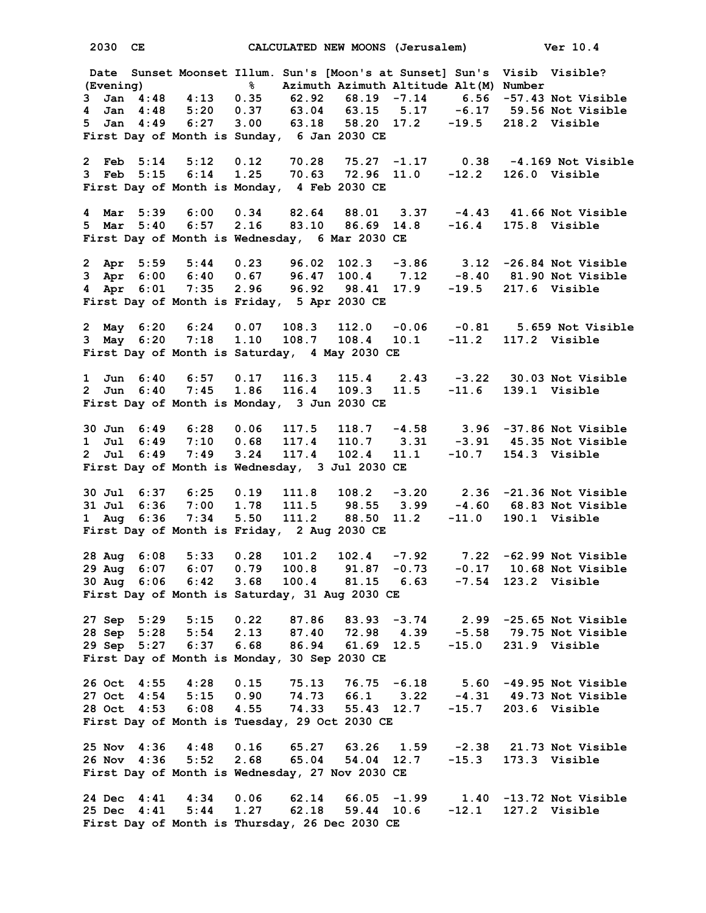2030 CE CALCULATED NEW MOONS (Jerusalem) Ver 10.4

| Date (Evening) | Sunset | Moonset | Illum. % | Sun's Azimuth | [Moon's at Sunset] Azimuth | Altitude | Sun's Alt(M) | Visib Number | Visible? |
|---|---|---|---|---|---|---|---|---|---|
| 3 Jan | 4:48 | 4:13 | 0.35 | 62.92 | 68.19 | -7.14 | 6.56 | -57.43 | Not Visible |
| 4 Jan | 4:48 | 5:20 | 0.37 | 63.04 | 63.15 | 5.17 | -6.17 | 59.56 | Not Visible |
| 5 Jan | 4:49 | 6:27 | 3.00 | 63.18 | 58.20 | 17.2 | -19.5 | 218.2 | Visible |
| First Day of Month is Sunday, 6 Jan 2030 CE | | | | | | | | | |
| 2 Feb | 5:14 | 5:12 | 0.12 | 70.28 | 75.27 | -1.17 | 0.38 | -4.169 | Not Visible |
| 3 Feb | 5:15 | 6:14 | 1.25 | 70.63 | 72.96 | 11.0 | -12.2 | 126.0 | Visible |
| First Day of Month is Monday, 4 Feb 2030 CE | | | | | | | | | |
| 4 Mar | 5:39 | 6:00 | 0.34 | 82.64 | 88.01 | 3.37 | -4.43 | 41.66 | Not Visible |
| 5 Mar | 5:40 | 6:57 | 2.16 | 83.10 | 86.69 | 14.8 | -16.4 | 175.8 | Visible |
| First Day of Month is Wednesday, 6 Mar 2030 CE | | | | | | | | | |
| 2 Apr | 5:59 | 5:44 | 0.23 | 96.02 | 102.3 | -3.86 | 3.12 | -26.84 | Not Visible |
| 3 Apr | 6:00 | 6:40 | 0.67 | 96.47 | 100.4 | 7.12 | -8.40 | 81.90 | Not Visible |
| 4 Apr | 6:01 | 7:35 | 2.96 | 96.92 | 98.41 | 17.9 | -19.5 | 217.6 | Visible |
| First Day of Month is Friday, 5 Apr 2030 CE | | | | | | | | | |
| 2 May | 6:20 | 6:24 | 0.07 | 108.3 | 112.0 | -0.06 | -0.81 | 5.659 | Not Visible |
| 3 May | 6:20 | 7:18 | 1.10 | 108.7 | 108.4 | 10.1 | -11.2 | 117.2 | Visible |
| First Day of Month is Saturday, 4 May 2030 CE | | | | | | | | | |
| 1 Jun | 6:40 | 6:57 | 0.17 | 116.3 | 115.4 | 2.43 | -3.22 | 30.03 | Not Visible |
| 2 Jun | 6:40 | 7:45 | 1.86 | 116.4 | 109.3 | 11.5 | -11.6 | 139.1 | Visible |
| First Day of Month is Monday, 3 Jun 2030 CE | | | | | | | | | |
| 30 Jun | 6:49 | 6:28 | 0.06 | 117.5 | 118.7 | -4.58 | 3.96 | -37.86 | Not Visible |
| 1 Jul | 6:49 | 7:10 | 0.68 | 117.4 | 110.7 | 3.31 | -3.91 | 45.35 | Not Visible |
| 2 Jul | 6:49 | 7:49 | 3.24 | 117.4 | 102.4 | 11.1 | -10.7 | 154.3 | Visible |
| First Day of Month is Wednesday, 3 Jul 2030 CE | | | | | | | | | |
| 30 Jul | 6:37 | 6:25 | 0.19 | 111.8 | 108.2 | -3.20 | 2.36 | -21.36 | Not Visible |
| 31 Jul | 6:36 | 7:00 | 1.78 | 111.5 | 98.55 | 3.99 | -4.60 | 68.83 | Not Visible |
| 1 Aug | 6:36 | 7:34 | 5.50 | 111.2 | 88.50 | 11.2 | -11.0 | 190.1 | Visible |
| First Day of Month is Friday, 2 Aug 2030 CE | | | | | | | | | |
| 28 Aug | 6:08 | 5:33 | 0.28 | 101.2 | 102.4 | -7.92 | 7.22 | -62.99 | Not Visible |
| 29 Aug | 6:07 | 6:07 | 0.79 | 100.8 | 91.87 | -0.73 | -0.17 | 10.68 | Not Visible |
| 30 Aug | 6:06 | 6:42 | 3.68 | 100.4 | 81.15 | 6.63 | -7.54 | 123.2 | Visible |
| First Day of Month is Saturday, 31 Aug 2030 CE | | | | | | | | | |
| 27 Sep | 5:29 | 5:15 | 0.22 | 87.86 | 83.93 | -3.74 | 2.99 | -25.65 | Not Visible |
| 28 Sep | 5:28 | 5:54 | 2.13 | 87.40 | 72.98 | 4.39 | -5.58 | 79.75 | Not Visible |
| 29 Sep | 5:27 | 6:37 | 6.68 | 86.94 | 61.69 | 12.5 | -15.0 | 231.9 | Visible |
| First Day of Month is Monday, 30 Sep 2030 CE | | | | | | | | | |
| 26 Oct | 4:55 | 4:28 | 0.15 | 75.13 | 76.75 | -6.18 | 5.60 | -49.95 | Not Visible |
| 27 Oct | 4:54 | 5:15 | 0.90 | 74.73 | 66.1 | 3.22 | -4.31 | 49.73 | Not Visible |
| 28 Oct | 4:53 | 6:08 | 4.55 | 74.33 | 55.43 | 12.7 | -15.7 | 203.6 | Visible |
| First Day of Month is Tuesday, 29 Oct 2030 CE | | | | | | | | | |
| 25 Nov | 4:36 | 4:48 | 0.16 | 65.27 | 63.26 | 1.59 | -2.38 | 21.73 | Not Visible |
| 26 Nov | 4:36 | 5:52 | 2.68 | 65.04 | 54.04 | 12.7 | -15.3 | 173.3 | Visible |
| First Day of Month is Wednesday, 27 Nov 2030 CE | | | | | | | | | |
| 24 Dec | 4:41 | 4:34 | 0.06 | 62.14 | 66.05 | -1.99 | 1.40 | -13.72 | Not Visible |
| 25 Dec | 4:41 | 5:44 | 1.27 | 62.18 | 59.44 | 10.6 | -12.1 | 127.2 | Visible |
| First Day of Month is Thursday, 26 Dec 2030 CE | | | | | | | | | |